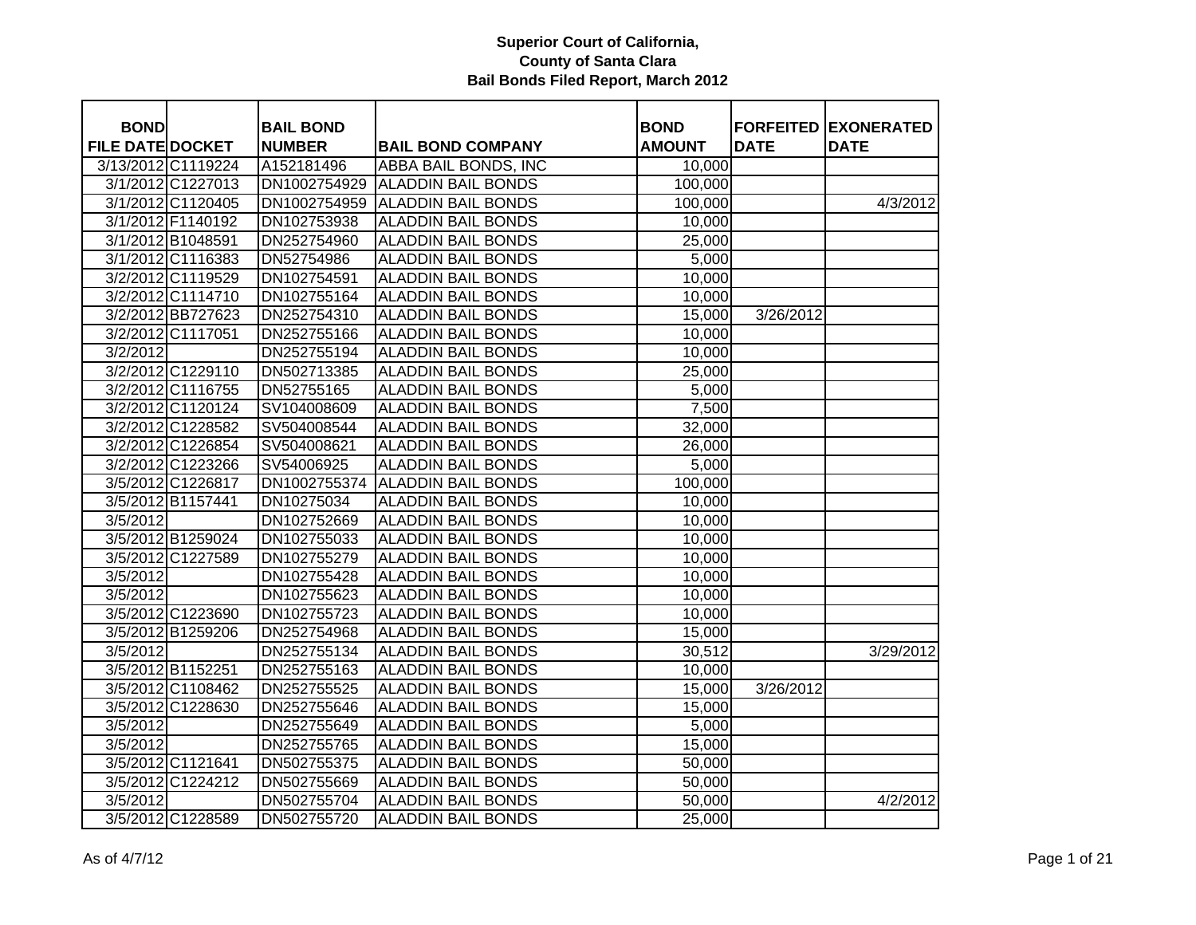**Superior Court of California,**
**County of Santa Clara**
**Bail Bonds Filed Report, March 2012**

| BOND FILE DATE | DOCKET | BAIL BOND NUMBER | BAIL BOND COMPANY | BOND AMOUNT | FORFEITED DATE | EXONERATED DATE |
|---|---|---|---|---|---|---|
| 3/13/2012 | C1119224 | A152181496 | ABBA BAIL BONDS, INC | 10,000 | | |
| 3/1/2012 | C1227013 | DN1002754929 | ALADDIN BAIL BONDS | 100,000 | | |
| 3/1/2012 | C1120405 | DN1002754959 | ALADDIN BAIL BONDS | 100,000 | | 4/3/2012 |
| 3/1/2012 | F1140192 | DN102753938 | ALADDIN BAIL BONDS | 10,000 | | |
| 3/1/2012 | B1048591 | DN252754960 | ALADDIN BAIL BONDS | 25,000 | | |
| 3/1/2012 | C1116383 | DN52754986 | ALADDIN BAIL BONDS | 5,000 | | |
| 3/2/2012 | C1119529 | DN102754591 | ALADDIN BAIL BONDS | 10,000 | | |
| 3/2/2012 | C1114710 | DN102755164 | ALADDIN BAIL BONDS | 10,000 | | |
| 3/2/2012 | BB727623 | DN252754310 | ALADDIN BAIL BONDS | 15,000 | 3/26/2012 | |
| 3/2/2012 | C1117051 | DN252755166 | ALADDIN BAIL BONDS | 10,000 | | |
| 3/2/2012 | | DN252755194 | ALADDIN BAIL BONDS | 10,000 | | |
| 3/2/2012 | C1229110 | DN502713385 | ALADDIN BAIL BONDS | 25,000 | | |
| 3/2/2012 | C1116755 | DN52755165 | ALADDIN BAIL BONDS | 5,000 | | |
| 3/2/2012 | C1120124 | SV104008609 | ALADDIN BAIL BONDS | 7,500 | | |
| 3/2/2012 | C1228582 | SV504008544 | ALADDIN BAIL BONDS | 32,000 | | |
| 3/2/2012 | C1226854 | SV504008621 | ALADDIN BAIL BONDS | 26,000 | | |
| 3/2/2012 | C1223266 | SV54006925 | ALADDIN BAIL BONDS | 5,000 | | |
| 3/5/2012 | C1226817 | DN1002755374 | ALADDIN BAIL BONDS | 100,000 | | |
| 3/5/2012 | B1157441 | DN10275034 | ALADDIN BAIL BONDS | 10,000 | | |
| 3/5/2012 | | DN102752669 | ALADDIN BAIL BONDS | 10,000 | | |
| 3/5/2012 | B1259024 | DN102755033 | ALADDIN BAIL BONDS | 10,000 | | |
| 3/5/2012 | C1227589 | DN102755279 | ALADDIN BAIL BONDS | 10,000 | | |
| 3/5/2012 | | DN102755428 | ALADDIN BAIL BONDS | 10,000 | | |
| 3/5/2012 | | DN102755623 | ALADDIN BAIL BONDS | 10,000 | | |
| 3/5/2012 | C1223690 | DN102755723 | ALADDIN BAIL BONDS | 10,000 | | |
| 3/5/2012 | B1259206 | DN252754968 | ALADDIN BAIL BONDS | 15,000 | | |
| 3/5/2012 | | DN252755134 | ALADDIN BAIL BONDS | 30,512 | | 3/29/2012 |
| 3/5/2012 | B1152251 | DN252755163 | ALADDIN BAIL BONDS | 10,000 | | |
| 3/5/2012 | C1108462 | DN252755525 | ALADDIN BAIL BONDS | 15,000 | 3/26/2012 | |
| 3/5/2012 | C1228630 | DN252755646 | ALADDIN BAIL BONDS | 15,000 | | |
| 3/5/2012 | | DN252755649 | ALADDIN BAIL BONDS | 5,000 | | |
| 3/5/2012 | | DN252755765 | ALADDIN BAIL BONDS | 15,000 | | |
| 3/5/2012 | C1121641 | DN502755375 | ALADDIN BAIL BONDS | 50,000 | | |
| 3/5/2012 | C1224212 | DN502755669 | ALADDIN BAIL BONDS | 50,000 | | |
| 3/5/2012 | | DN502755704 | ALADDIN BAIL BONDS | 50,000 | | 4/2/2012 |
| 3/5/2012 | C1228589 | DN502755720 | ALADDIN BAIL BONDS | 25,000 | | |

As of 4/7/12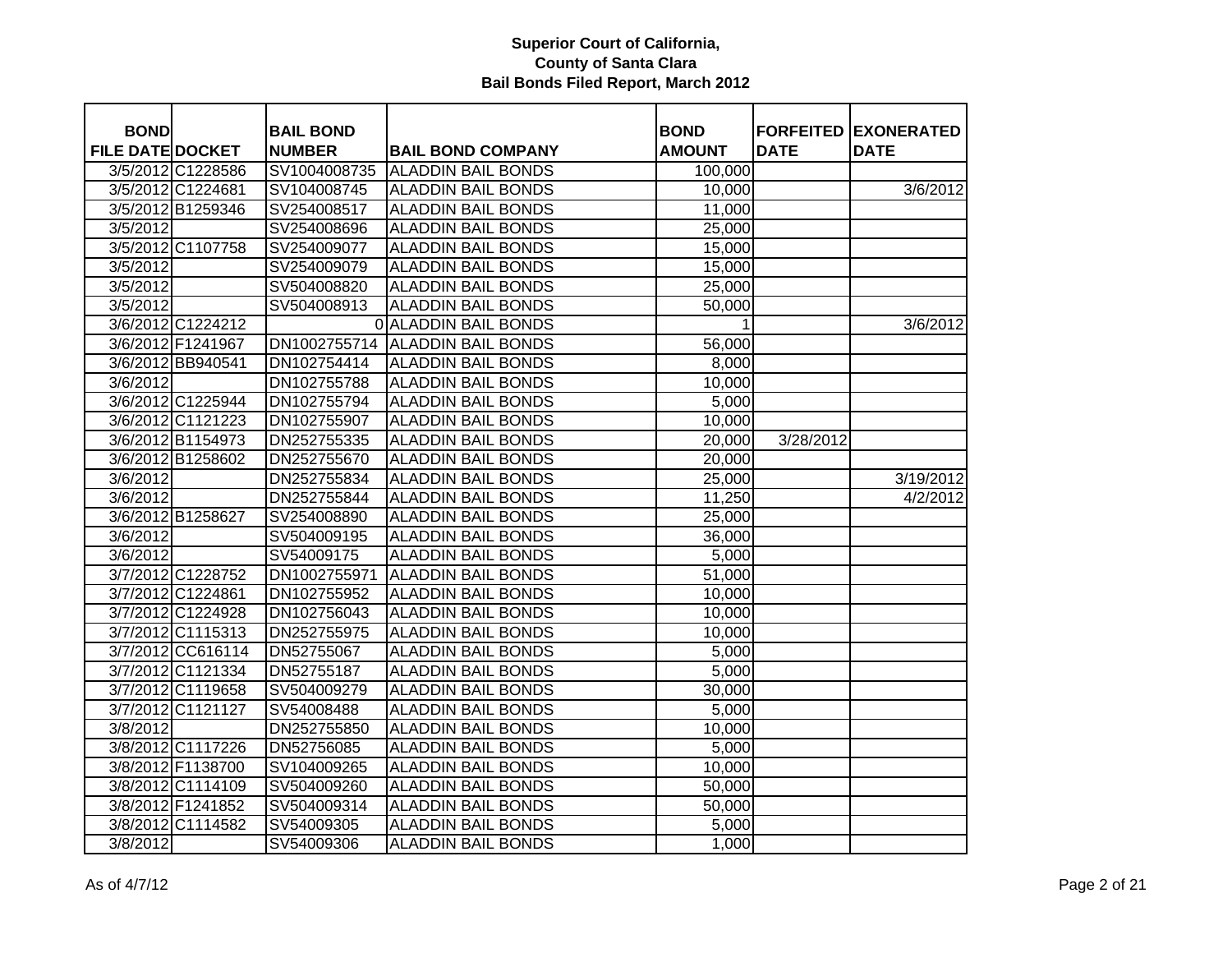**Superior Court of California, County of Santa Clara**
**Bail Bonds Filed Report, March 2012**

| BOND FILE DATE | DOCKET | BAIL BOND NUMBER | BAIL BOND COMPANY | BOND AMOUNT | FORFEITED DATE | EXONERATED DATE |
|---|---|---|---|---|---|---|
| 3/5/2012 | C1228586 | SV1004008735 | ALADDIN BAIL BONDS | 100,000 | | |
| 3/5/2012 | C1224681 | SV104008745 | ALADDIN BAIL BONDS | 10,000 | | 3/6/2012 |
| 3/5/2012 | B1259346 | SV254008517 | ALADDIN BAIL BONDS | 11,000 | | |
| 3/5/2012 | | SV254008696 | ALADDIN BAIL BONDS | 25,000 | | |
| 3/5/2012 | C1107758 | SV254009077 | ALADDIN BAIL BONDS | 15,000 | | |
| 3/5/2012 | | SV254009079 | ALADDIN BAIL BONDS | 15,000 | | |
| 3/5/2012 | | SV504008820 | ALADDIN BAIL BONDS | 25,000 | | |
| 3/5/2012 | | SV504008913 | ALADDIN BAIL BONDS | 50,000 | | |
| 3/6/2012 | C1224212 | 0 | ALADDIN BAIL BONDS | 1 | | 3/6/2012 |
| 3/6/2012 | F1241967 | DN1002755714 | ALADDIN BAIL BONDS | 56,000 | | |
| 3/6/2012 | BB940541 | DN102754414 | ALADDIN BAIL BONDS | 8,000 | | |
| 3/6/2012 | | DN102755788 | ALADDIN BAIL BONDS | 10,000 | | |
| 3/6/2012 | C1225944 | DN102755794 | ALADDIN BAIL BONDS | 5,000 | | |
| 3/6/2012 | C1121223 | DN102755907 | ALADDIN BAIL BONDS | 10,000 | | |
| 3/6/2012 | B1154973 | DN252755335 | ALADDIN BAIL BONDS | 20,000 | 3/28/2012 | |
| 3/6/2012 | B1258602 | DN252755670 | ALADDIN BAIL BONDS | 20,000 | | |
| 3/6/2012 | | DN252755834 | ALADDIN BAIL BONDS | 25,000 | | 3/19/2012 |
| 3/6/2012 | | DN252755844 | ALADDIN BAIL BONDS | 11,250 | | 4/2/2012 |
| 3/6/2012 | B1258627 | SV254008890 | ALADDIN BAIL BONDS | 25,000 | | |
| 3/6/2012 | | SV504009195 | ALADDIN BAIL BONDS | 36,000 | | |
| 3/6/2012 | | SV54009175 | ALADDIN BAIL BONDS | 5,000 | | |
| 3/7/2012 | C1228752 | DN1002755971 | ALADDIN BAIL BONDS | 51,000 | | |
| 3/7/2012 | C1224861 | DN102755952 | ALADDIN BAIL BONDS | 10,000 | | |
| 3/7/2012 | C1224928 | DN102756043 | ALADDIN BAIL BONDS | 10,000 | | |
| 3/7/2012 | C1115313 | DN252755975 | ALADDIN BAIL BONDS | 10,000 | | |
| 3/7/2012 | CC616114 | DN52755067 | ALADDIN BAIL BONDS | 5,000 | | |
| 3/7/2012 | C1121334 | DN52755187 | ALADDIN BAIL BONDS | 5,000 | | |
| 3/7/2012 | C1119658 | SV504009279 | ALADDIN BAIL BONDS | 30,000 | | |
| 3/7/2012 | C1121127 | SV54008488 | ALADDIN BAIL BONDS | 5,000 | | |
| 3/8/2012 | | DN252755850 | ALADDIN BAIL BONDS | 10,000 | | |
| 3/8/2012 | C1117226 | DN52756085 | ALADDIN BAIL BONDS | 5,000 | | |
| 3/8/2012 | F1138700 | SV104009265 | ALADDIN BAIL BONDS | 10,000 | | |
| 3/8/2012 | C1114109 | SV504009260 | ALADDIN BAIL BONDS | 50,000 | | |
| 3/8/2012 | F1241852 | SV504009314 | ALADDIN BAIL BONDS | 50,000 | | |
| 3/8/2012 | C1114582 | SV54009305 | ALADDIN BAIL BONDS | 5,000 | | |
| 3/8/2012 | | SV54009306 | ALADDIN BAIL BONDS | 1,000 | | |

As of 4/7/12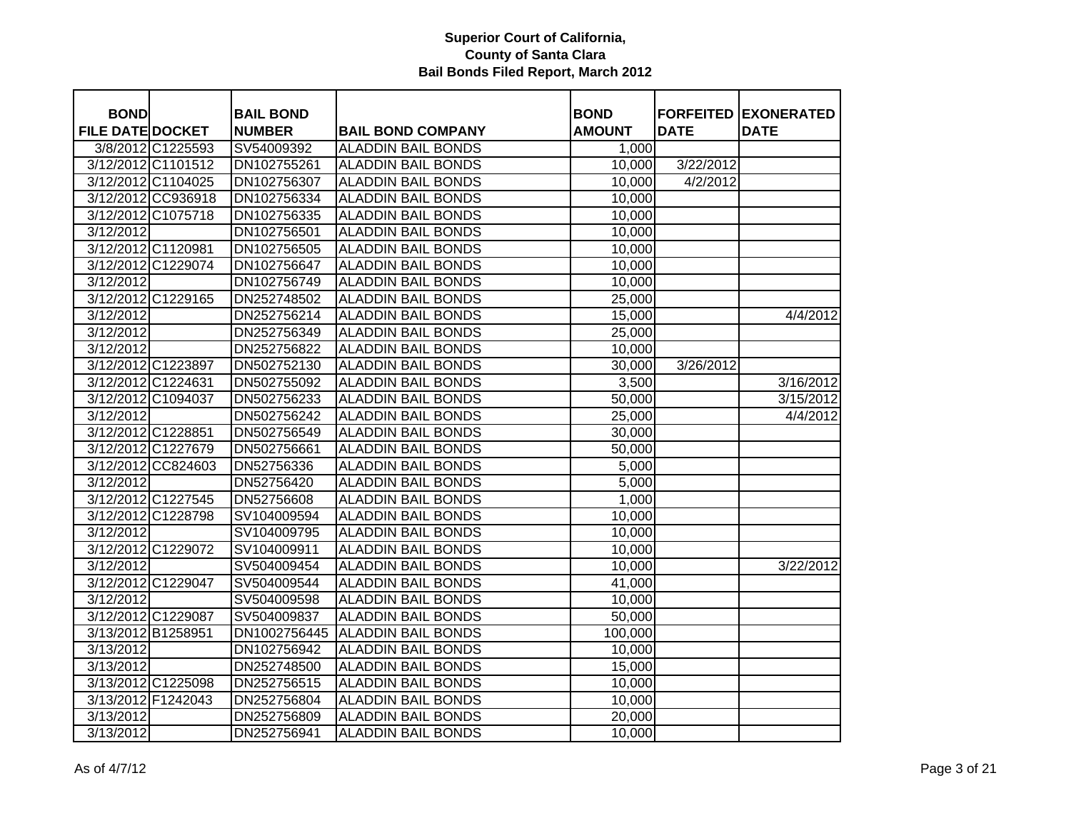# Superior Court of California,
## County of Santa Clara
### Bail Bonds Filed Report, March 2012

| BOND FILE DATE | DOCKET | BAIL BOND NUMBER | BAIL BOND COMPANY | BOND AMOUNT | FORFEITED DATE | EXONERATED DATE |
|---|---|---|---|---|---|---|
| 3/8/2012 | C1225593 | SV54009392 | ALADDIN BAIL BONDS | 1,000 | | |
| 3/12/2012 | C1101512 | DN102755261 | ALADDIN BAIL BONDS | 10,000 | 3/22/2012 | |
| 3/12/2012 | C1104025 | DN102756307 | ALADDIN BAIL BONDS | 10,000 | 4/2/2012 | |
| 3/12/2012 | CC936918 | DN102756334 | ALADDIN BAIL BONDS | 10,000 | | |
| 3/12/2012 | C1075718 | DN102756335 | ALADDIN BAIL BONDS | 10,000 | | |
| 3/12/2012 | | DN102756501 | ALADDIN BAIL BONDS | 10,000 | | |
| 3/12/2012 | C1120981 | DN102756505 | ALADDIN BAIL BONDS | 10,000 | | |
| 3/12/2012 | C1229074 | DN102756647 | ALADDIN BAIL BONDS | 10,000 | | |
| 3/12/2012 | | DN102756749 | ALADDIN BAIL BONDS | 10,000 | | |
| 3/12/2012 | C1229165 | DN252748502 | ALADDIN BAIL BONDS | 25,000 | | |
| 3/12/2012 | | DN252756214 | ALADDIN BAIL BONDS | 15,000 | | 4/4/2012 |
| 3/12/2012 | | DN252756349 | ALADDIN BAIL BONDS | 25,000 | | |
| 3/12/2012 | | DN252756822 | ALADDIN BAIL BONDS | 10,000 | | |
| 3/12/2012 | C1223897 | DN502752130 | ALADDIN BAIL BONDS | 30,000 | 3/26/2012 | |
| 3/12/2012 | C1224631 | DN502755092 | ALADDIN BAIL BONDS | 3,500 | | 3/16/2012 |
| 3/12/2012 | C1094037 | DN502756233 | ALADDIN BAIL BONDS | 50,000 | | 3/15/2012 |
| 3/12/2012 | | DN502756242 | ALADDIN BAIL BONDS | 25,000 | | 4/4/2012 |
| 3/12/2012 | C1228851 | DN502756549 | ALADDIN BAIL BONDS | 30,000 | | |
| 3/12/2012 | C1227679 | DN502756661 | ALADDIN BAIL BONDS | 50,000 | | |
| 3/12/2012 | CC824603 | DN52756336 | ALADDIN BAIL BONDS | 5,000 | | |
| 3/12/2012 | | DN52756420 | ALADDIN BAIL BONDS | 5,000 | | |
| 3/12/2012 | C1227545 | DN52756608 | ALADDIN BAIL BONDS | 1,000 | | |
| 3/12/2012 | C1228798 | SV104009594 | ALADDIN BAIL BONDS | 10,000 | | |
| 3/12/2012 | | SV104009795 | ALADDIN BAIL BONDS | 10,000 | | |
| 3/12/2012 | C1229072 | SV104009911 | ALADDIN BAIL BONDS | 10,000 | | |
| 3/12/2012 | | SV504009454 | ALADDIN BAIL BONDS | 10,000 | | 3/22/2012 |
| 3/12/2012 | C1229047 | SV504009544 | ALADDIN BAIL BONDS | 41,000 | | |
| 3/12/2012 | | SV504009598 | ALADDIN BAIL BONDS | 10,000 | | |
| 3/12/2012 | C1229087 | SV504009837 | ALADDIN BAIL BONDS | 50,000 | | |
| 3/13/2012 | B1258951 | DN1002756445 | ALADDIN BAIL BONDS | 100,000 | | |
| 3/13/2012 | | DN102756942 | ALADDIN BAIL BONDS | 10,000 | | |
| 3/13/2012 | | DN252748500 | ALADDIN BAIL BONDS | 15,000 | | |
| 3/13/2012 | C1225098 | DN252756515 | ALADDIN BAIL BONDS | 10,000 | | |
| 3/13/2012 | F1242043 | DN252756804 | ALADDIN BAIL BONDS | 10,000 | | |
| 3/13/2012 | | DN252756809 | ALADDIN BAIL BONDS | 20,000 | | |
| 3/13/2012 | | DN252756941 | ALADDIN BAIL BONDS | 10,000 | | |

As of 4/7/12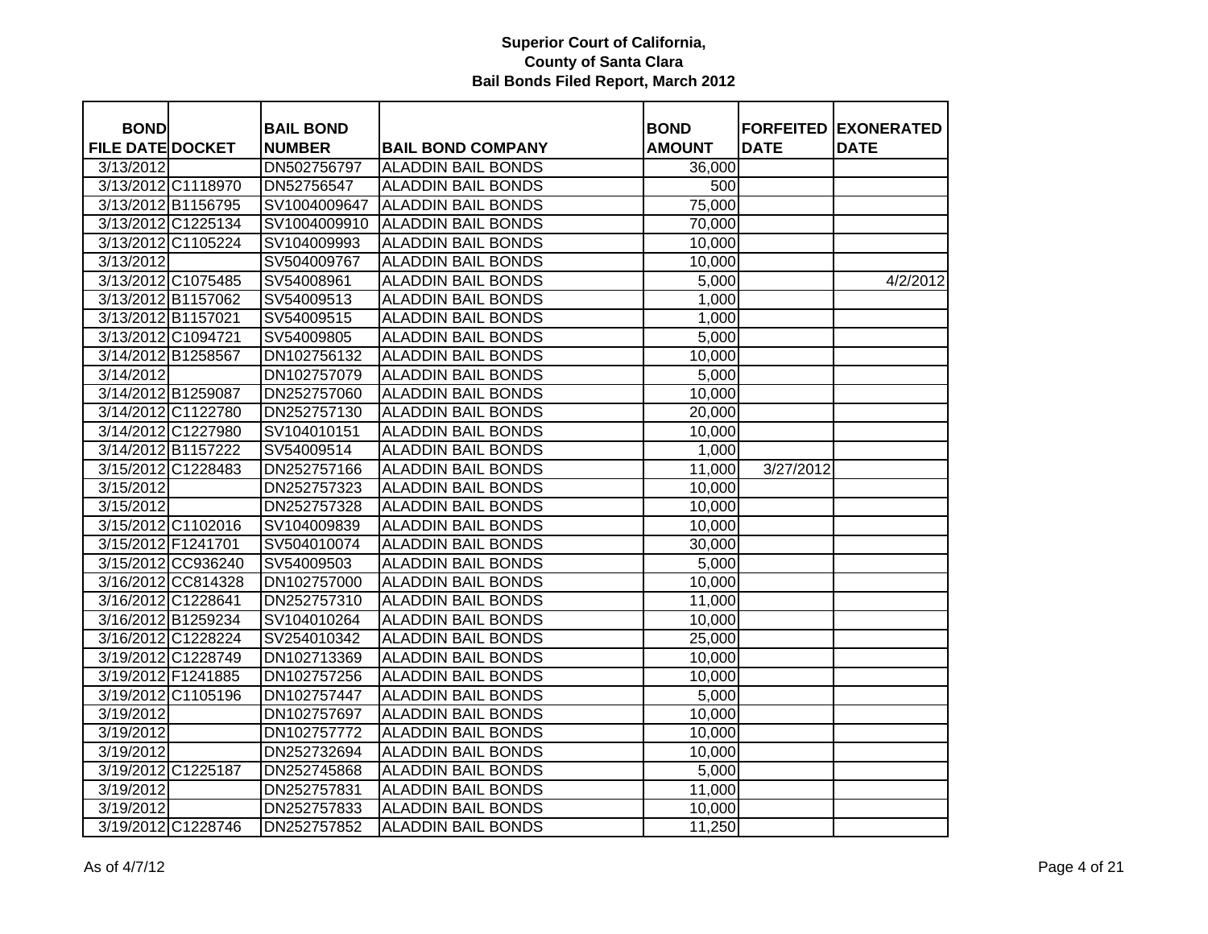**Superior Court of California, County of Santa Clara**
**Bail Bonds Filed Report, March 2012**

| BOND FILE DATE | DOCKET | BAIL BOND NUMBER | BAIL BOND COMPANY | BOND AMOUNT | FORFEITED DATE | EXONERATED DATE |
|---|---|---|---|---|---|---|
| 3/13/2012 | | DN502756797 | ALADDIN BAIL BONDS | 36,000 | | |
| 3/13/2012 | C1118970 | DN52756547 | ALADDIN BAIL BONDS | 500 | | |
| 3/13/2012 | B1156795 | SV1004009647 | ALADDIN BAIL BONDS | 75,000 | | |
| 3/13/2012 | C1225134 | SV1004009910 | ALADDIN BAIL BONDS | 70,000 | | |
| 3/13/2012 | C1105224 | SV104009993 | ALADDIN BAIL BONDS | 10,000 | | |
| 3/13/2012 | | SV504009767 | ALADDIN BAIL BONDS | 10,000 | | |
| 3/13/2012 | C1075485 | SV54008961 | ALADDIN BAIL BONDS | 5,000 | | 4/2/2012 |
| 3/13/2012 | B1157062 | SV54009513 | ALADDIN BAIL BONDS | 1,000 | | |
| 3/13/2012 | B1157021 | SV54009515 | ALADDIN BAIL BONDS | 1,000 | | |
| 3/13/2012 | C1094721 | SV54009805 | ALADDIN BAIL BONDS | 5,000 | | |
| 3/14/2012 | B1258567 | DN102756132 | ALADDIN BAIL BONDS | 10,000 | | |
| 3/14/2012 | | DN102757079 | ALADDIN BAIL BONDS | 5,000 | | |
| 3/14/2012 | B1259087 | DN252757060 | ALADDIN BAIL BONDS | 10,000 | | |
| 3/14/2012 | C1122780 | DN252757130 | ALADDIN BAIL BONDS | 20,000 | | |
| 3/14/2012 | C1227980 | SV104010151 | ALADDIN BAIL BONDS | 10,000 | | |
| 3/14/2012 | B1157222 | SV54009514 | ALADDIN BAIL BONDS | 1,000 | | |
| 3/15/2012 | C1228483 | DN252757166 | ALADDIN BAIL BONDS | 11,000 | 3/27/2012 | |
| 3/15/2012 | | DN252757323 | ALADDIN BAIL BONDS | 10,000 | | |
| 3/15/2012 | | DN252757328 | ALADDIN BAIL BONDS | 10,000 | | |
| 3/15/2012 | C1102016 | SV104009839 | ALADDIN BAIL BONDS | 10,000 | | |
| 3/15/2012 | F1241701 | SV504010074 | ALADDIN BAIL BONDS | 30,000 | | |
| 3/15/2012 | CC936240 | SV54009503 | ALADDIN BAIL BONDS | 5,000 | | |
| 3/16/2012 | CC814328 | DN102757000 | ALADDIN BAIL BONDS | 10,000 | | |
| 3/16/2012 | C1228641 | DN252757310 | ALADDIN BAIL BONDS | 11,000 | | |
| 3/16/2012 | B1259234 | SV104010264 | ALADDIN BAIL BONDS | 10,000 | | |
| 3/16/2012 | C1228224 | SV254010342 | ALADDIN BAIL BONDS | 25,000 | | |
| 3/19/2012 | C1228749 | DN102713369 | ALADDIN BAIL BONDS | 10,000 | | |
| 3/19/2012 | F1241885 | DN102757256 | ALADDIN BAIL BONDS | 10,000 | | |
| 3/19/2012 | C1105196 | DN102757447 | ALADDIN BAIL BONDS | 5,000 | | |
| 3/19/2012 | | DN102757697 | ALADDIN BAIL BONDS | 10,000 | | |
| 3/19/2012 | | DN102757772 | ALADDIN BAIL BONDS | 10,000 | | |
| 3/19/2012 | | DN252732694 | ALADDIN BAIL BONDS | 10,000 | | |
| 3/19/2012 | C1225187 | DN252745868 | ALADDIN BAIL BONDS | 5,000 | | |
| 3/19/2012 | | DN252757831 | ALADDIN BAIL BONDS | 11,000 | | |
| 3/19/2012 | | DN252757833 | ALADDIN BAIL BONDS | 10,000 | | |
| 3/19/2012 | C1228746 | DN252757852 | ALADDIN BAIL BONDS | 11,250 | | |

As of 4/7/12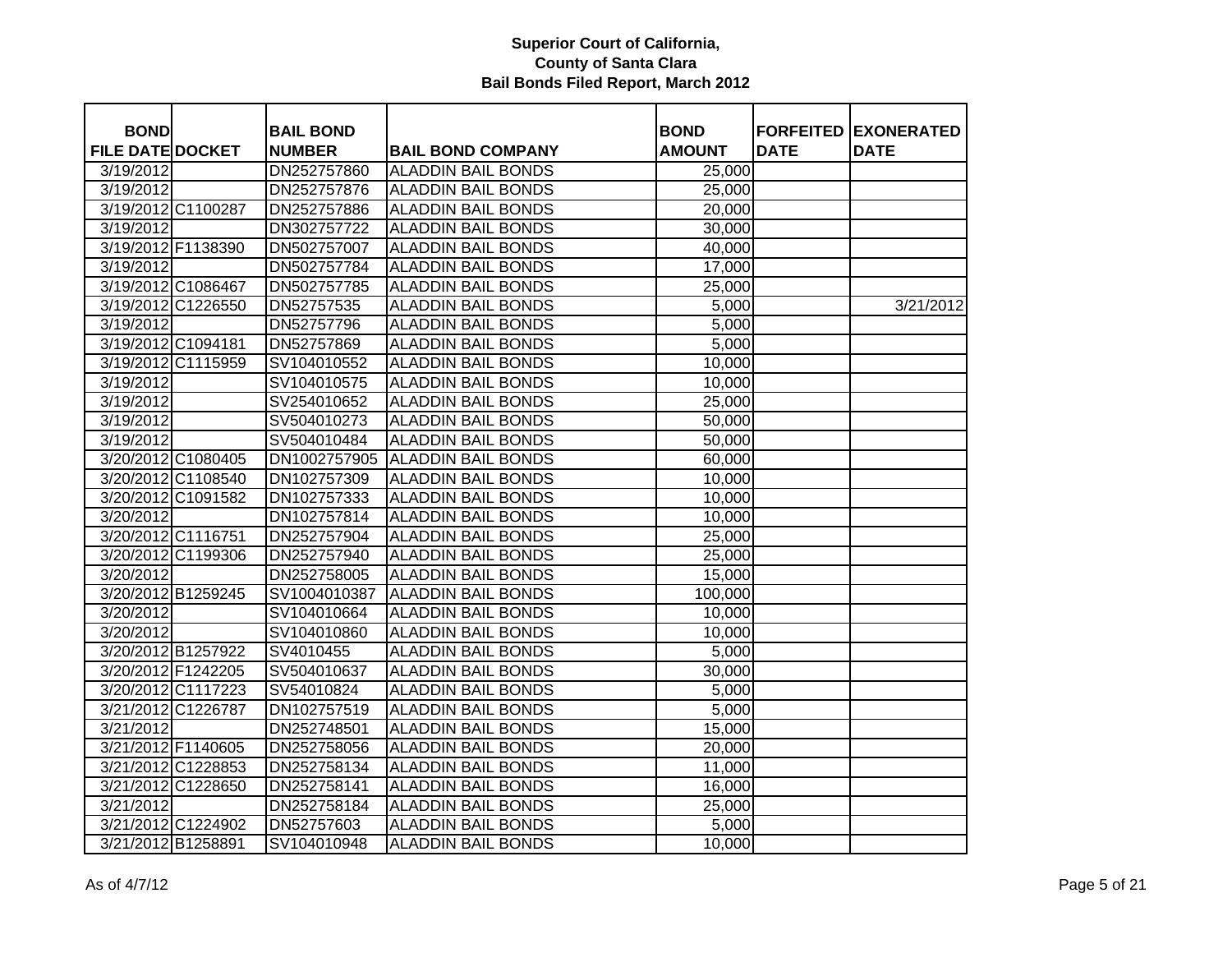**Superior Court of California, County of Santa Clara Bail Bonds Filed Report, March 2012**

| BOND FILE DATE | DOCKET | BAIL BOND NUMBER | BAIL BOND COMPANY | BOND AMOUNT | FORFEITED DATE | EXONERATED DATE |
|---|---|---|---|---|---|---|
| 3/19/2012 | | DN252757860 | ALADDIN BAIL BONDS | 25,000 | | |
| 3/19/2012 | | DN252757876 | ALADDIN BAIL BONDS | 25,000 | | |
| 3/19/2012 | C1100287 | DN252757886 | ALADDIN BAIL BONDS | 20,000 | | |
| 3/19/2012 | | DN302757722 | ALADDIN BAIL BONDS | 30,000 | | |
| 3/19/2012 | F1138390 | DN502757007 | ALADDIN BAIL BONDS | 40,000 | | |
| 3/19/2012 | | DN502757784 | ALADDIN BAIL BONDS | 17,000 | | |
| 3/19/2012 | C1086467 | DN502757785 | ALADDIN BAIL BONDS | 25,000 | | |
| 3/19/2012 | C1226550 | DN52757535 | ALADDIN BAIL BONDS | 5,000 | | 3/21/2012 |
| 3/19/2012 | | DN52757796 | ALADDIN BAIL BONDS | 5,000 | | |
| 3/19/2012 | C1094181 | DN52757869 | ALADDIN BAIL BONDS | 5,000 | | |
| 3/19/2012 | C1115959 | SV104010552 | ALADDIN BAIL BONDS | 10,000 | | |
| 3/19/2012 | | SV104010575 | ALADDIN BAIL BONDS | 10,000 | | |
| 3/19/2012 | | SV254010652 | ALADDIN BAIL BONDS | 25,000 | | |
| 3/19/2012 | | SV504010273 | ALADDIN BAIL BONDS | 50,000 | | |
| 3/19/2012 | | SV504010484 | ALADDIN BAIL BONDS | 50,000 | | |
| 3/20/2012 | C1080405 | DN1002757905 | ALADDIN BAIL BONDS | 60,000 | | |
| 3/20/2012 | C1108540 | DN102757309 | ALADDIN BAIL BONDS | 10,000 | | |
| 3/20/2012 | C1091582 | DN102757333 | ALADDIN BAIL BONDS | 10,000 | | |
| 3/20/2012 | | DN102757814 | ALADDIN BAIL BONDS | 10,000 | | |
| 3/20/2012 | C1116751 | DN252757904 | ALADDIN BAIL BONDS | 25,000 | | |
| 3/20/2012 | C1199306 | DN252757940 | ALADDIN BAIL BONDS | 25,000 | | |
| 3/20/2012 | | DN252758005 | ALADDIN BAIL BONDS | 15,000 | | |
| 3/20/2012 | B1259245 | SV1004010387 | ALADDIN BAIL BONDS | 100,000 | | |
| 3/20/2012 | | SV104010664 | ALADDIN BAIL BONDS | 10,000 | | |
| 3/20/2012 | | SV104010860 | ALADDIN BAIL BONDS | 10,000 | | |
| 3/20/2012 | B1257922 | SV4010455 | ALADDIN BAIL BONDS | 5,000 | | |
| 3/20/2012 | F1242205 | SV504010637 | ALADDIN BAIL BONDS | 30,000 | | |
| 3/20/2012 | C1117223 | SV54010824 | ALADDIN BAIL BONDS | 5,000 | | |
| 3/21/2012 | C1226787 | DN102757519 | ALADDIN BAIL BONDS | 5,000 | | |
| 3/21/2012 | | DN252748501 | ALADDIN BAIL BONDS | 15,000 | | |
| 3/21/2012 | F1140605 | DN252758056 | ALADDIN BAIL BONDS | 20,000 | | |
| 3/21/2012 | C1228853 | DN252758134 | ALADDIN BAIL BONDS | 11,000 | | |
| 3/21/2012 | C1228650 | DN252758141 | ALADDIN BAIL BONDS | 16,000 | | |
| 3/21/2012 | | DN252758184 | ALADDIN BAIL BONDS | 25,000 | | |
| 3/21/2012 | C1224902 | DN52757603 | ALADDIN BAIL BONDS | 5,000 | | |
| 3/21/2012 | B1258891 | SV104010948 | ALADDIN BAIL BONDS | 10,000 | | |

As of 4/7/12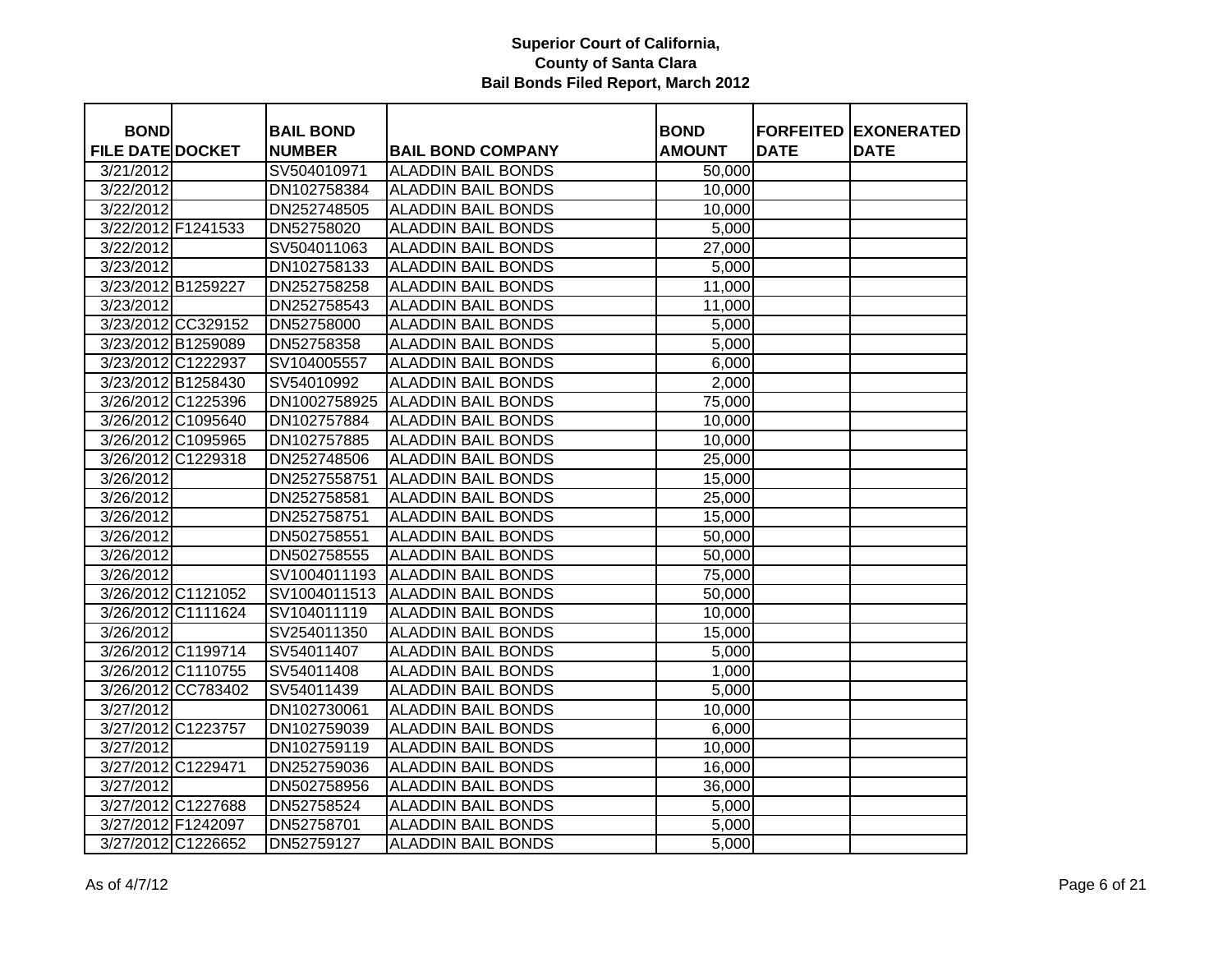**Superior Court of California, County of Santa Clara Bail Bonds Filed Report, March 2012**

| BOND FILE DATE | DOCKET | BAIL BOND NUMBER | BAIL BOND COMPANY | BOND AMOUNT | FORFEITED DATE | EXONERATED DATE |
|---|---|---|---|---|---|---|
| 3/21/2012 | | SV504010971 | ALADDIN BAIL BONDS | 50,000 | | |
| 3/22/2012 | | DN102758384 | ALADDIN BAIL BONDS | 10,000 | | |
| 3/22/2012 | | DN252748505 | ALADDIN BAIL BONDS | 10,000 | | |
| 3/22/2012 | F1241533 | DN52758020 | ALADDIN BAIL BONDS | 5,000 | | |
| 3/22/2012 | | SV504011063 | ALADDIN BAIL BONDS | 27,000 | | |
| 3/23/2012 | | DN102758133 | ALADDIN BAIL BONDS | 5,000 | | |
| 3/23/2012 | B1259227 | DN252758258 | ALADDIN BAIL BONDS | 11,000 | | |
| 3/23/2012 | | DN252758543 | ALADDIN BAIL BONDS | 11,000 | | |
| 3/23/2012 | CC329152 | DN52758000 | ALADDIN BAIL BONDS | 5,000 | | |
| 3/23/2012 | B1259089 | DN52758358 | ALADDIN BAIL BONDS | 5,000 | | |
| 3/23/2012 | C1222937 | SV104005557 | ALADDIN BAIL BONDS | 6,000 | | |
| 3/23/2012 | B1258430 | SV54010992 | ALADDIN BAIL BONDS | 2,000 | | |
| 3/26/2012 | C1225396 | DN1002758925 | ALADDIN BAIL BONDS | 75,000 | | |
| 3/26/2012 | C1095640 | DN102757884 | ALADDIN BAIL BONDS | 10,000 | | |
| 3/26/2012 | C1095965 | DN102757885 | ALADDIN BAIL BONDS | 10,000 | | |
| 3/26/2012 | C1229318 | DN252748506 | ALADDIN BAIL BONDS | 25,000 | | |
| 3/26/2012 | | DN2527558751 | ALADDIN BAIL BONDS | 15,000 | | |
| 3/26/2012 | | DN252758581 | ALADDIN BAIL BONDS | 25,000 | | |
| 3/26/2012 | | DN252758751 | ALADDIN BAIL BONDS | 15,000 | | |
| 3/26/2012 | | DN502758551 | ALADDIN BAIL BONDS | 50,000 | | |
| 3/26/2012 | | DN502758555 | ALADDIN BAIL BONDS | 50,000 | | |
| 3/26/2012 | | SV1004011193 | ALADDIN BAIL BONDS | 75,000 | | |
| 3/26/2012 | C1121052 | SV1004011513 | ALADDIN BAIL BONDS | 50,000 | | |
| 3/26/2012 | C1111624 | SV104011119 | ALADDIN BAIL BONDS | 10,000 | | |
| 3/26/2012 | | SV254011350 | ALADDIN BAIL BONDS | 15,000 | | |
| 3/26/2012 | C1199714 | SV54011407 | ALADDIN BAIL BONDS | 5,000 | | |
| 3/26/2012 | C1110755 | SV54011408 | ALADDIN BAIL BONDS | 1,000 | | |
| 3/26/2012 | CC783402 | SV54011439 | ALADDIN BAIL BONDS | 5,000 | | |
| 3/27/2012 | | DN102730061 | ALADDIN BAIL BONDS | 10,000 | | |
| 3/27/2012 | C1223757 | DN102759039 | ALADDIN BAIL BONDS | 6,000 | | |
| 3/27/2012 | | DN102759119 | ALADDIN BAIL BONDS | 10,000 | | |
| 3/27/2012 | C1229471 | DN252759036 | ALADDIN BAIL BONDS | 16,000 | | |
| 3/27/2012 | | DN502758956 | ALADDIN BAIL BONDS | 36,000 | | |
| 3/27/2012 | C1227688 | DN52758524 | ALADDIN BAIL BONDS | 5,000 | | |
| 3/27/2012 | F1242097 | DN52758701 | ALADDIN BAIL BONDS | 5,000 | | |
| 3/27/2012 | C1226652 | DN52759127 | ALADDIN BAIL BONDS | 5,000 | | |

As of 4/7/12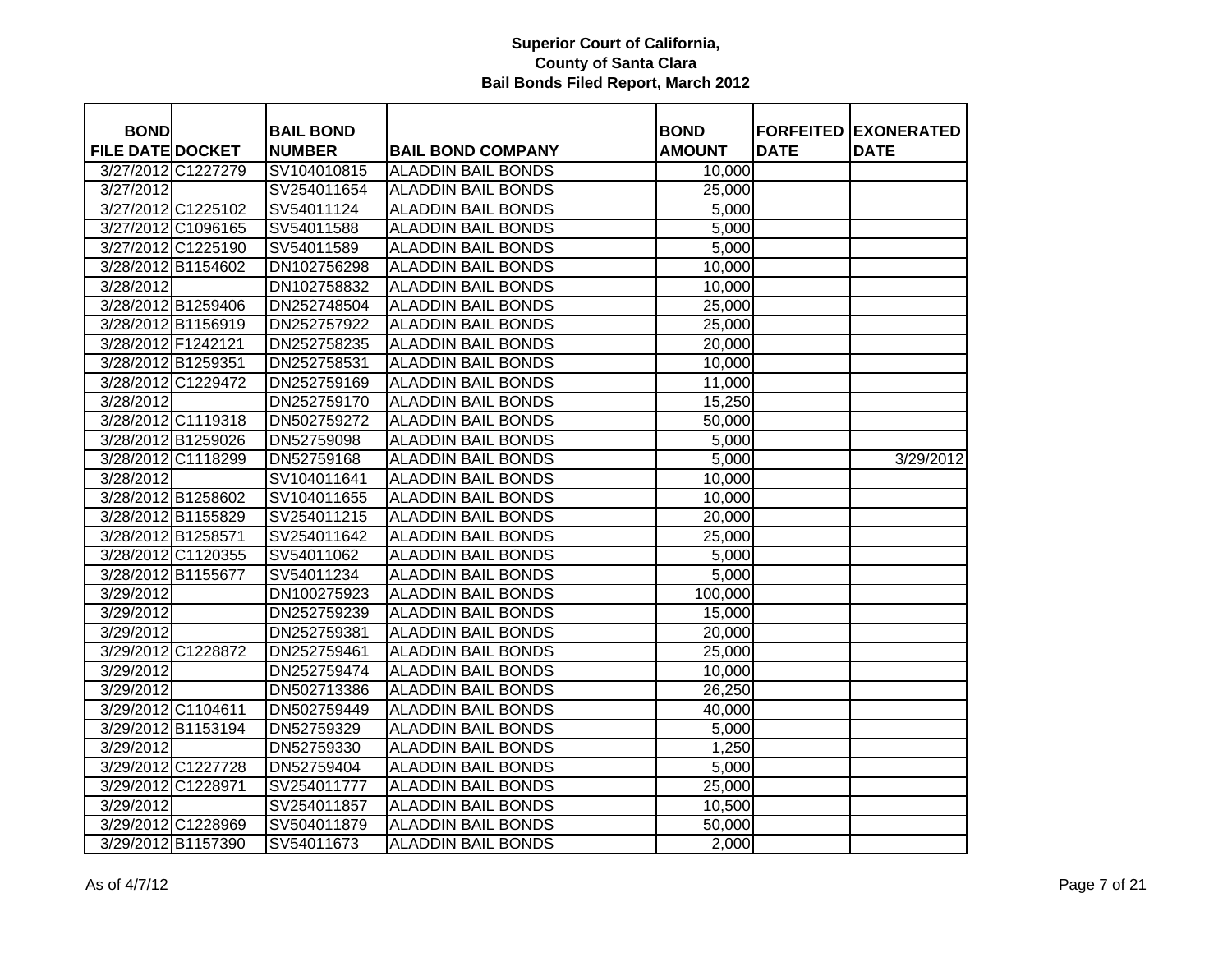**Superior Court of California,**
**County of Santa Clara**
**Bail Bonds Filed Report, March 2012**

| BOND FILE DATE | DOCKET | BAIL BOND NUMBER | BAIL BOND COMPANY | BOND AMOUNT | FORFEITED DATE | EXONERATED DATE |
|---|---|---|---|---|---|---|
| 3/27/2012 | C1227279 | SV104010815 | ALADDIN BAIL BONDS | 10,000 | | |
| 3/27/2012 | | SV254011654 | ALADDIN BAIL BONDS | 25,000 | | |
| 3/27/2012 | C1225102 | SV54011124 | ALADDIN BAIL BONDS | 5,000 | | |
| 3/27/2012 | C1096165 | SV54011588 | ALADDIN BAIL BONDS | 5,000 | | |
| 3/27/2012 | C1225190 | SV54011589 | ALADDIN BAIL BONDS | 5,000 | | |
| 3/28/2012 | B1154602 | DN102756298 | ALADDIN BAIL BONDS | 10,000 | | |
| 3/28/2012 | | DN102758832 | ALADDIN BAIL BONDS | 10,000 | | |
| 3/28/2012 | B1259406 | DN252748504 | ALADDIN BAIL BONDS | 25,000 | | |
| 3/28/2012 | B1156919 | DN252757922 | ALADDIN BAIL BONDS | 25,000 | | |
| 3/28/2012 | F1242121 | DN252758235 | ALADDIN BAIL BONDS | 20,000 | | |
| 3/28/2012 | B1259351 | DN252758531 | ALADDIN BAIL BONDS | 10,000 | | |
| 3/28/2012 | C1229472 | DN252759169 | ALADDIN BAIL BONDS | 11,000 | | |
| 3/28/2012 | | DN252759170 | ALADDIN BAIL BONDS | 15,250 | | |
| 3/28/2012 | C1119318 | DN502759272 | ALADDIN BAIL BONDS | 50,000 | | |
| 3/28/2012 | B1259026 | DN52759098 | ALADDIN BAIL BONDS | 5,000 | | |
| 3/28/2012 | C1118299 | DN52759168 | ALADDIN BAIL BONDS | 5,000 | | 3/29/2012 |
| 3/28/2012 | | SV104011641 | ALADDIN BAIL BONDS | 10,000 | | |
| 3/28/2012 | B1258602 | SV104011655 | ALADDIN BAIL BONDS | 10,000 | | |
| 3/28/2012 | B1155829 | SV254011215 | ALADDIN BAIL BONDS | 20,000 | | |
| 3/28/2012 | B1258571 | SV254011642 | ALADDIN BAIL BONDS | 25,000 | | |
| 3/28/2012 | C1120355 | SV54011062 | ALADDIN BAIL BONDS | 5,000 | | |
| 3/28/2012 | B1155677 | SV54011234 | ALADDIN BAIL BONDS | 5,000 | | |
| 3/29/2012 | | DN100275923 | ALADDIN BAIL BONDS | 100,000 | | |
| 3/29/2012 | | DN252759239 | ALADDIN BAIL BONDS | 15,000 | | |
| 3/29/2012 | | DN252759381 | ALADDIN BAIL BONDS | 20,000 | | |
| 3/29/2012 | C1228872 | DN252759461 | ALADDIN BAIL BONDS | 25,000 | | |
| 3/29/2012 | | DN252759474 | ALADDIN BAIL BONDS | 10,000 | | |
| 3/29/2012 | | DN502713386 | ALADDIN BAIL BONDS | 26,250 | | |
| 3/29/2012 | C1104611 | DN502759449 | ALADDIN BAIL BONDS | 40,000 | | |
| 3/29/2012 | B1153194 | DN52759329 | ALADDIN BAIL BONDS | 5,000 | | |
| 3/29/2012 | | DN52759330 | ALADDIN BAIL BONDS | 1,250 | | |
| 3/29/2012 | C1227728 | DN52759404 | ALADDIN BAIL BONDS | 5,000 | | |
| 3/29/2012 | C1228971 | SV254011777 | ALADDIN BAIL BONDS | 25,000 | | |
| 3/29/2012 | | SV254011857 | ALADDIN BAIL BONDS | 10,500 | | |
| 3/29/2012 | C1228969 | SV504011879 | ALADDIN BAIL BONDS | 50,000 | | |
| 3/29/2012 | B1157390 | SV54011673 | ALADDIN BAIL BONDS | 2,000 | | |

As of 4/7/12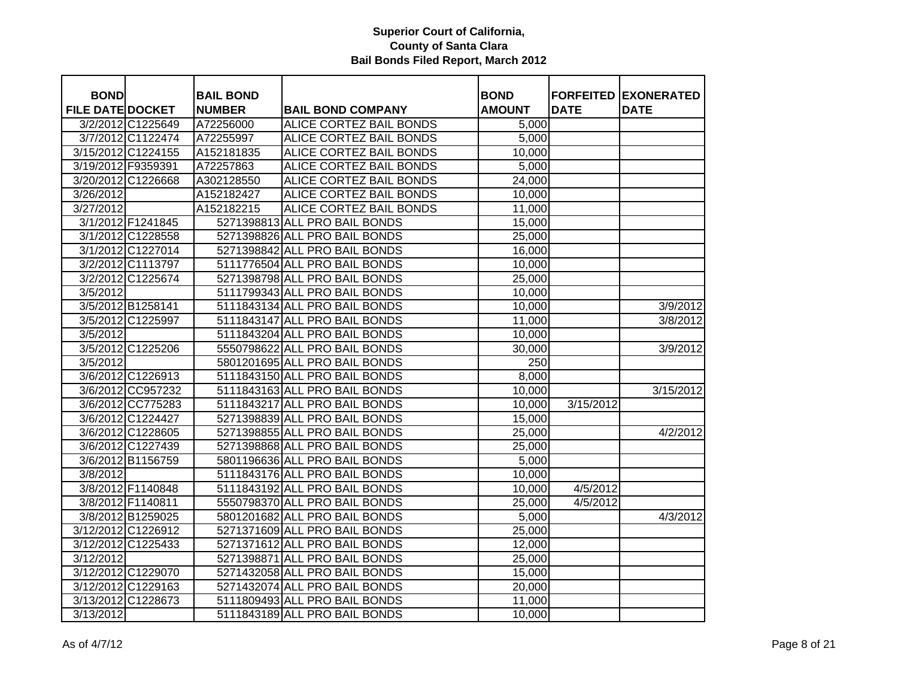# Superior Court of California,
# County of Santa Clara
## Bail Bonds Filed Report, March 2012

| BOND FILE DATE | DOCKET | BAIL BOND NUMBER | BAIL BOND COMPANY | BOND AMOUNT | FORFEITED DATE | EXONERATED DATE |
|---|---|---|---|---|---|---|
| 3/2/2012 | C1225649 | A72256000 | ALICE CORTEZ BAIL BONDS | 5,000 | | |
| 3/7/2012 | C1122474 | A72255997 | ALICE CORTEZ BAIL BONDS | 5,000 | | |
| 3/15/2012 | C1224155 | A152181835 | ALICE CORTEZ BAIL BONDS | 10,000 | | |
| 3/19/2012 | F9359391 | A72257863 | ALICE CORTEZ BAIL BONDS | 5,000 | | |
| 3/20/2012 | C1226668 | A302128550 | ALICE CORTEZ BAIL BONDS | 24,000 | | |
| 3/26/2012 | | A152182427 | ALICE CORTEZ BAIL BONDS | 10,000 | | |
| 3/27/2012 | | A152182215 | ALICE CORTEZ BAIL BONDS | 11,000 | | |
| 3/1/2012 | F1241845 | 5271398813 | ALL PRO BAIL BONDS | 15,000 | | |
| 3/1/2012 | C1228558 | 5271398826 | ALL PRO BAIL BONDS | 25,000 | | |
| 3/1/2012 | C1227014 | 5271398842 | ALL PRO BAIL BONDS | 16,000 | | |
| 3/2/2012 | C1113797 | 5111776504 | ALL PRO BAIL BONDS | 10,000 | | |
| 3/2/2012 | C1225674 | 5271398798 | ALL PRO BAIL BONDS | 25,000 | | |
| 3/5/2012 | | 5111799343 | ALL PRO BAIL BONDS | 10,000 | | |
| 3/5/2012 | B1258141 | 5111843134 | ALL PRO BAIL BONDS | 10,000 | | 3/9/2012 |
| 3/5/2012 | C1225997 | 5111843147 | ALL PRO BAIL BONDS | 11,000 | | 3/8/2012 |
| 3/5/2012 | | 5111843204 | ALL PRO BAIL BONDS | 10,000 | | |
| 3/5/2012 | C1225206 | 5550798622 | ALL PRO BAIL BONDS | 30,000 | | 3/9/2012 |
| 3/5/2012 | | 5801201695 | ALL PRO BAIL BONDS | 250 | | |
| 3/6/2012 | C1226913 | 5111843150 | ALL PRO BAIL BONDS | 8,000 | | |
| 3/6/2012 | CC957232 | 5111843163 | ALL PRO BAIL BONDS | 10,000 | | 3/15/2012 |
| 3/6/2012 | CC775283 | 5111843217 | ALL PRO BAIL BONDS | 10,000 | 3/15/2012 | |
| 3/6/2012 | C1224427 | 5271398839 | ALL PRO BAIL BONDS | 15,000 | | |
| 3/6/2012 | C1228605 | 5271398855 | ALL PRO BAIL BONDS | 25,000 | | 4/2/2012 |
| 3/6/2012 | C1227439 | 5271398868 | ALL PRO BAIL BONDS | 25,000 | | |
| 3/6/2012 | B1156759 | 5801196636 | ALL PRO BAIL BONDS | 5,000 | | |
| 3/8/2012 | | 5111843176 | ALL PRO BAIL BONDS | 10,000 | | |
| 3/8/2012 | F1140848 | 5111843192 | ALL PRO BAIL BONDS | 10,000 | 4/5/2012 | |
| 3/8/2012 | F1140811 | 5550798370 | ALL PRO BAIL BONDS | 25,000 | 4/5/2012 | |
| 3/8/2012 | B1259025 | 5801201682 | ALL PRO BAIL BONDS | 5,000 | | 4/3/2012 |
| 3/12/2012 | C1226912 | 5271371609 | ALL PRO BAIL BONDS | 25,000 | | |
| 3/12/2012 | C1225433 | 5271371612 | ALL PRO BAIL BONDS | 12,000 | | |
| 3/12/2012 | | 5271398871 | ALL PRO BAIL BONDS | 25,000 | | |
| 3/12/2012 | C1229070 | 5271432058 | ALL PRO BAIL BONDS | 15,000 | | |
| 3/12/2012 | C1229163 | 5271432074 | ALL PRO BAIL BONDS | 20,000 | | |
| 3/13/2012 | C1228673 | 5111809493 | ALL PRO BAIL BONDS | 11,000 | | |
| 3/13/2012 | | 5111843189 | ALL PRO BAIL BONDS | 10,000 | | |

As of 4/7/12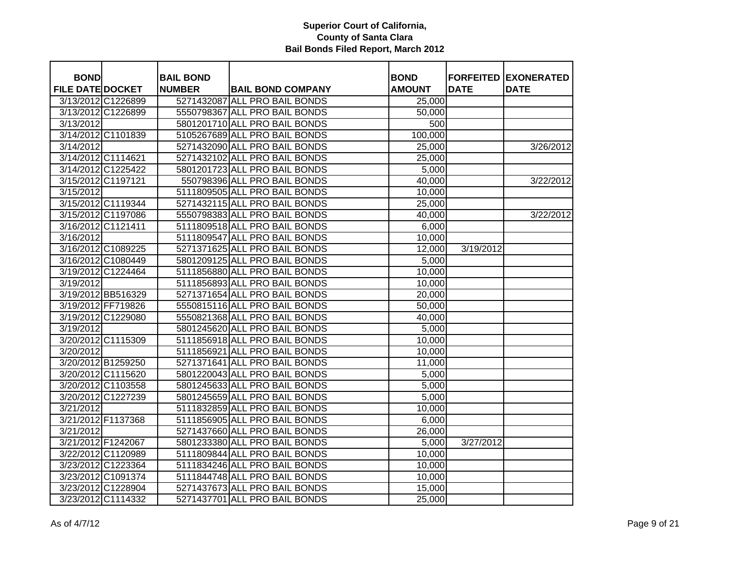**Superior Court of California,**
**County of Santa Clara**
**Bail Bonds Filed Report, March 2012**

| BOND FILE DATE | DOCKET | BAIL BOND NUMBER | BAIL BOND COMPANY | BOND AMOUNT | FORFEITED DATE | EXONERATED DATE |
|---|---|---|---|---|---|---|
| 3/13/2012 | C1226899 | 5271432087 | ALL PRO BAIL BONDS | 25,000 | | |
| 3/13/2012 | C1226899 | 5550798367 | ALL PRO BAIL BONDS | 50,000 | | |
| 3/13/2012 | | 5801201710 | ALL PRO BAIL BONDS | 500 | | |
| 3/14/2012 | C1101839 | 5105267689 | ALL PRO BAIL BONDS | 100,000 | | |
| 3/14/2012 | | 5271432090 | ALL PRO BAIL BONDS | 25,000 | | 3/26/2012 |
| 3/14/2012 | C1114621 | 5271432102 | ALL PRO BAIL BONDS | 25,000 | | |
| 3/14/2012 | C1225422 | 5801201723 | ALL PRO BAIL BONDS | 5,000 | | |
| 3/15/2012 | C1197121 | 550798396 | ALL PRO BAIL BONDS | 40,000 | | 3/22/2012 |
| 3/15/2012 | | 5111809505 | ALL PRO BAIL BONDS | 10,000 | | |
| 3/15/2012 | C1119344 | 5271432115 | ALL PRO BAIL BONDS | 25,000 | | |
| 3/15/2012 | C1197086 | 5550798383 | ALL PRO BAIL BONDS | 40,000 | | 3/22/2012 |
| 3/16/2012 | C1121411 | 5111809518 | ALL PRO BAIL BONDS | 6,000 | | |
| 3/16/2012 | | 5111809547 | ALL PRO BAIL BONDS | 10,000 | | |
| 3/16/2012 | C1089225 | 5271371625 | ALL PRO BAIL BONDS | 12,000 | 3/19/2012 | |
| 3/16/2012 | C1080449 | 5801209125 | ALL PRO BAIL BONDS | 5,000 | | |
| 3/19/2012 | C1224464 | 5111856880 | ALL PRO BAIL BONDS | 10,000 | | |
| 3/19/2012 | | 5111856893 | ALL PRO BAIL BONDS | 10,000 | | |
| 3/19/2012 | BB516329 | 5271371654 | ALL PRO BAIL BONDS | 20,000 | | |
| 3/19/2012 | FF719826 | 5550815116 | ALL PRO BAIL BONDS | 50,000 | | |
| 3/19/2012 | C1229080 | 5550821368 | ALL PRO BAIL BONDS | 40,000 | | |
| 3/19/2012 | | 5801245620 | ALL PRO BAIL BONDS | 5,000 | | |
| 3/20/2012 | C1115309 | 5111856918 | ALL PRO BAIL BONDS | 10,000 | | |
| 3/20/2012 | | 5111856921 | ALL PRO BAIL BONDS | 10,000 | | |
| 3/20/2012 | B1259250 | 5271371641 | ALL PRO BAIL BONDS | 11,000 | | |
| 3/20/2012 | C1115620 | 5801220043 | ALL PRO BAIL BONDS | 5,000 | | |
| 3/20/2012 | C1103558 | 5801245633 | ALL PRO BAIL BONDS | 5,000 | | |
| 3/20/2012 | C1227239 | 5801245659 | ALL PRO BAIL BONDS | 5,000 | | |
| 3/21/2012 | | 5111832859 | ALL PRO BAIL BONDS | 10,000 | | |
| 3/21/2012 | F1137368 | 5111856905 | ALL PRO BAIL BONDS | 6,000 | | |
| 3/21/2012 | | 5271437660 | ALL PRO BAIL BONDS | 26,000 | | |
| 3/21/2012 | F1242067 | 5801233380 | ALL PRO BAIL BONDS | 5,000 | 3/27/2012 | |
| 3/22/2012 | C1120989 | 5111809844 | ALL PRO BAIL BONDS | 10,000 | | |
| 3/23/2012 | C1223364 | 5111834246 | ALL PRO BAIL BONDS | 10,000 | | |
| 3/23/2012 | C1091374 | 5111844748 | ALL PRO BAIL BONDS | 10,000 | | |
| 3/23/2012 | C1228904 | 5271437673 | ALL PRO BAIL BONDS | 15,000 | | |
| 3/23/2012 | C1114332 | 5271437701 | ALL PRO BAIL BONDS | 25,000 | | |

As of 4/7/12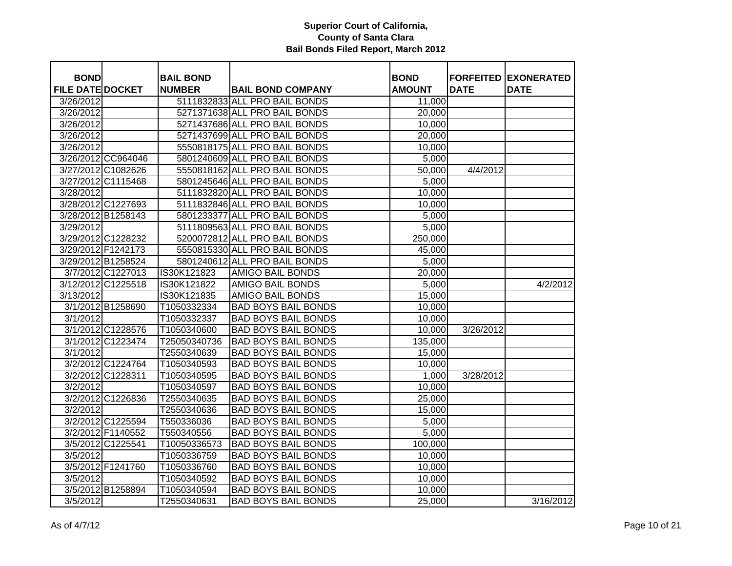**Superior Court of California, County of Santa Clara Bail Bonds Filed Report, March 2012**

| BOND FILE DATE | DOCKET | BAIL BOND NUMBER | BAIL BOND COMPANY | BOND AMOUNT | FORFEITED DATE | EXONERATED DATE |
|---|---|---|---|---|---|---|
| 3/26/2012 | | 5111832833 | ALL PRO BAIL BONDS | 11,000 | | |
| 3/26/2012 | | 5271371638 | ALL PRO BAIL BONDS | 20,000 | | |
| 3/26/2012 | | 5271437686 | ALL PRO BAIL BONDS | 10,000 | | |
| 3/26/2012 | | 5271437699 | ALL PRO BAIL BONDS | 20,000 | | |
| 3/26/2012 | | 5550818175 | ALL PRO BAIL BONDS | 10,000 | | |
| 3/26/2012 | CC964046 | 5801240609 | ALL PRO BAIL BONDS | 5,000 | | |
| 3/27/2012 | C1082626 | 5550818162 | ALL PRO BAIL BONDS | 50,000 | 4/4/2012 | |
| 3/27/2012 | C1115468 | 5801245646 | ALL PRO BAIL BONDS | 5,000 | | |
| 3/28/2012 | | 5111832820 | ALL PRO BAIL BONDS | 10,000 | | |
| 3/28/2012 | C1227693 | 5111832846 | ALL PRO BAIL BONDS | 10,000 | | |
| 3/28/2012 | B1258143 | 5801233377 | ALL PRO BAIL BONDS | 5,000 | | |
| 3/29/2012 | | 5111809563 | ALL PRO BAIL BONDS | 5,000 | | |
| 3/29/2012 | C1228232 | 5200072812 | ALL PRO BAIL BONDS | 250,000 | | |
| 3/29/2012 | F1242173 | 5550815330 | ALL PRO BAIL BONDS | 45,000 | | |
| 3/29/2012 | B1258524 | 5801240612 | ALL PRO BAIL BONDS | 5,000 | | |
| 3/7/2012 | C1227013 | IS30K121823 | AMIGO BAIL BONDS | 20,000 | | |
| 3/12/2012 | C1225518 | IS30K121822 | AMIGO BAIL BONDS | 5,000 | | 4/2/2012 |
| 3/13/2012 | | IS30K121835 | AMIGO BAIL BONDS | 15,000 | | |
| 3/1/2012 | B1258690 | T1050332334 | BAD BOYS BAIL BONDS | 10,000 | | |
| 3/1/2012 | | T1050332337 | BAD BOYS BAIL BONDS | 10,000 | | |
| 3/1/2012 | C1228576 | T1050340600 | BAD BOYS BAIL BONDS | 10,000 | 3/26/2012 | |
| 3/1/2012 | C1223474 | T25050340736 | BAD BOYS BAIL BONDS | 135,000 | | |
| 3/1/2012 | | T2550340639 | BAD BOYS BAIL BONDS | 15,000 | | |
| 3/2/2012 | C1224764 | T1050340593 | BAD BOYS BAIL BONDS | 10,000 | | |
| 3/2/2012 | C1228311 | T1050340595 | BAD BOYS BAIL BONDS | 1,000 | 3/28/2012 | |
| 3/2/2012 | | T1050340597 | BAD BOYS BAIL BONDS | 10,000 | | |
| 3/2/2012 | C1226836 | T2550340635 | BAD BOYS BAIL BONDS | 25,000 | | |
| 3/2/2012 | | T2550340636 | BAD BOYS BAIL BONDS | 15,000 | | |
| 3/2/2012 | C1225594 | T550336036 | BAD BOYS BAIL BONDS | 5,000 | | |
| 3/2/2012 | F1140552 | T550340556 | BAD BOYS BAIL BONDS | 5,000 | | |
| 3/5/2012 | C1225541 | T10050336573 | BAD BOYS BAIL BONDS | 100,000 | | |
| 3/5/2012 | | T1050336759 | BAD BOYS BAIL BONDS | 10,000 | | |
| 3/5/2012 | F1241760 | T1050336760 | BAD BOYS BAIL BONDS | 10,000 | | |
| 3/5/2012 | | T1050340592 | BAD BOYS BAIL BONDS | 10,000 | | |
| 3/5/2012 | B1258894 | T1050340594 | BAD BOYS BAIL BONDS | 10,000 | | |
| 3/5/2012 | | T2550340631 | BAD BOYS BAIL BONDS | 25,000 | | 3/16/2012 |

As of 4/7/12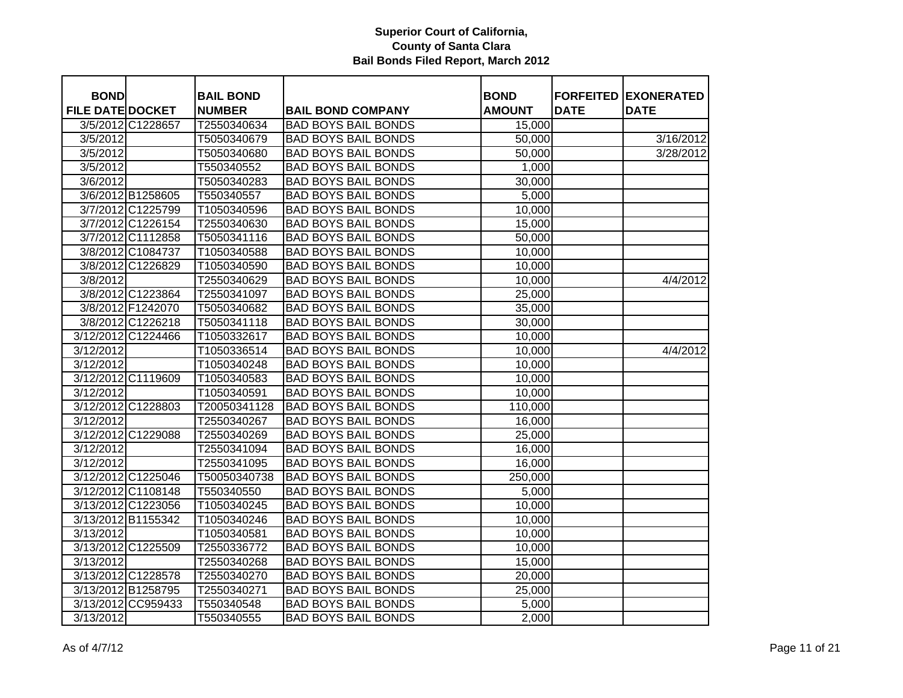**Superior Court of California,**
**County of Santa Clara**
**Bail Bonds Filed Report, March 2012**

| BOND FILE DATE | DOCKET | BAIL BOND NUMBER | BAIL BOND COMPANY | BOND AMOUNT | FORFEITED DATE | EXONERATED DATE |
|---|---|---|---|---|---|---|
| 3/5/2012 | C1228657 | T2550340634 | BAD BOYS BAIL BONDS | 15,000 | | |
| 3/5/2012 | | T5050340679 | BAD BOYS BAIL BONDS | 50,000 | | 3/16/2012 |
| 3/5/2012 | | T5050340680 | BAD BOYS BAIL BONDS | 50,000 | | 3/28/2012 |
| 3/5/2012 | | T550340552 | BAD BOYS BAIL BONDS | 1,000 | | |
| 3/6/2012 | | T5050340283 | BAD BOYS BAIL BONDS | 30,000 | | |
| 3/6/2012 | B1258605 | T550340557 | BAD BOYS BAIL BONDS | 5,000 | | |
| 3/7/2012 | C1225799 | T1050340596 | BAD BOYS BAIL BONDS | 10,000 | | |
| 3/7/2012 | C1226154 | T2550340630 | BAD BOYS BAIL BONDS | 15,000 | | |
| 3/7/2012 | C1112858 | T5050341116 | BAD BOYS BAIL BONDS | 50,000 | | |
| 3/8/2012 | C1084737 | T1050340588 | BAD BOYS BAIL BONDS | 10,000 | | |
| 3/8/2012 | C1226829 | T1050340590 | BAD BOYS BAIL BONDS | 10,000 | | |
| 3/8/2012 | | T2550340629 | BAD BOYS BAIL BONDS | 10,000 | | 4/4/2012 |
| 3/8/2012 | C1223864 | T2550341097 | BAD BOYS BAIL BONDS | 25,000 | | |
| 3/8/2012 | F1242070 | T5050340682 | BAD BOYS BAIL BONDS | 35,000 | | |
| 3/8/2012 | C1226218 | T5050341118 | BAD BOYS BAIL BONDS | 30,000 | | |
| 3/12/2012 | C1224466 | T1050332617 | BAD BOYS BAIL BONDS | 10,000 | | |
| 3/12/2012 | | T1050336514 | BAD BOYS BAIL BONDS | 10,000 | | 4/4/2012 |
| 3/12/2012 | | T1050340248 | BAD BOYS BAIL BONDS | 10,000 | | |
| 3/12/2012 | C1119609 | T1050340583 | BAD BOYS BAIL BONDS | 10,000 | | |
| 3/12/2012 | | T1050340591 | BAD BOYS BAIL BONDS | 10,000 | | |
| 3/12/2012 | C1228803 | T20050341128 | BAD BOYS BAIL BONDS | 110,000 | | |
| 3/12/2012 | | T2550340267 | BAD BOYS BAIL BONDS | 16,000 | | |
| 3/12/2012 | C1229088 | T2550340269 | BAD BOYS BAIL BONDS | 25,000 | | |
| 3/12/2012 | | T2550341094 | BAD BOYS BAIL BONDS | 16,000 | | |
| 3/12/2012 | | T2550341095 | BAD BOYS BAIL BONDS | 16,000 | | |
| 3/12/2012 | C1225046 | T50050340738 | BAD BOYS BAIL BONDS | 250,000 | | |
| 3/12/2012 | C1108148 | T550340550 | BAD BOYS BAIL BONDS | 5,000 | | |
| 3/13/2012 | C1223056 | T1050340245 | BAD BOYS BAIL BONDS | 10,000 | | |
| 3/13/2012 | B1155342 | T1050340246 | BAD BOYS BAIL BONDS | 10,000 | | |
| 3/13/2012 | | T1050340581 | BAD BOYS BAIL BONDS | 10,000 | | |
| 3/13/2012 | C1225509 | T2550336772 | BAD BOYS BAIL BONDS | 10,000 | | |
| 3/13/2012 | | T2550340268 | BAD BOYS BAIL BONDS | 15,000 | | |
| 3/13/2012 | C1228578 | T2550340270 | BAD BOYS BAIL BONDS | 20,000 | | |
| 3/13/2012 | B1258795 | T2550340271 | BAD BOYS BAIL BONDS | 25,000 | | |
| 3/13/2012 | CC959433 | T550340548 | BAD BOYS BAIL BONDS | 5,000 | | |
| 3/13/2012 | | T550340555 | BAD BOYS BAIL BONDS | 2,000 | | |

As of 4/7/12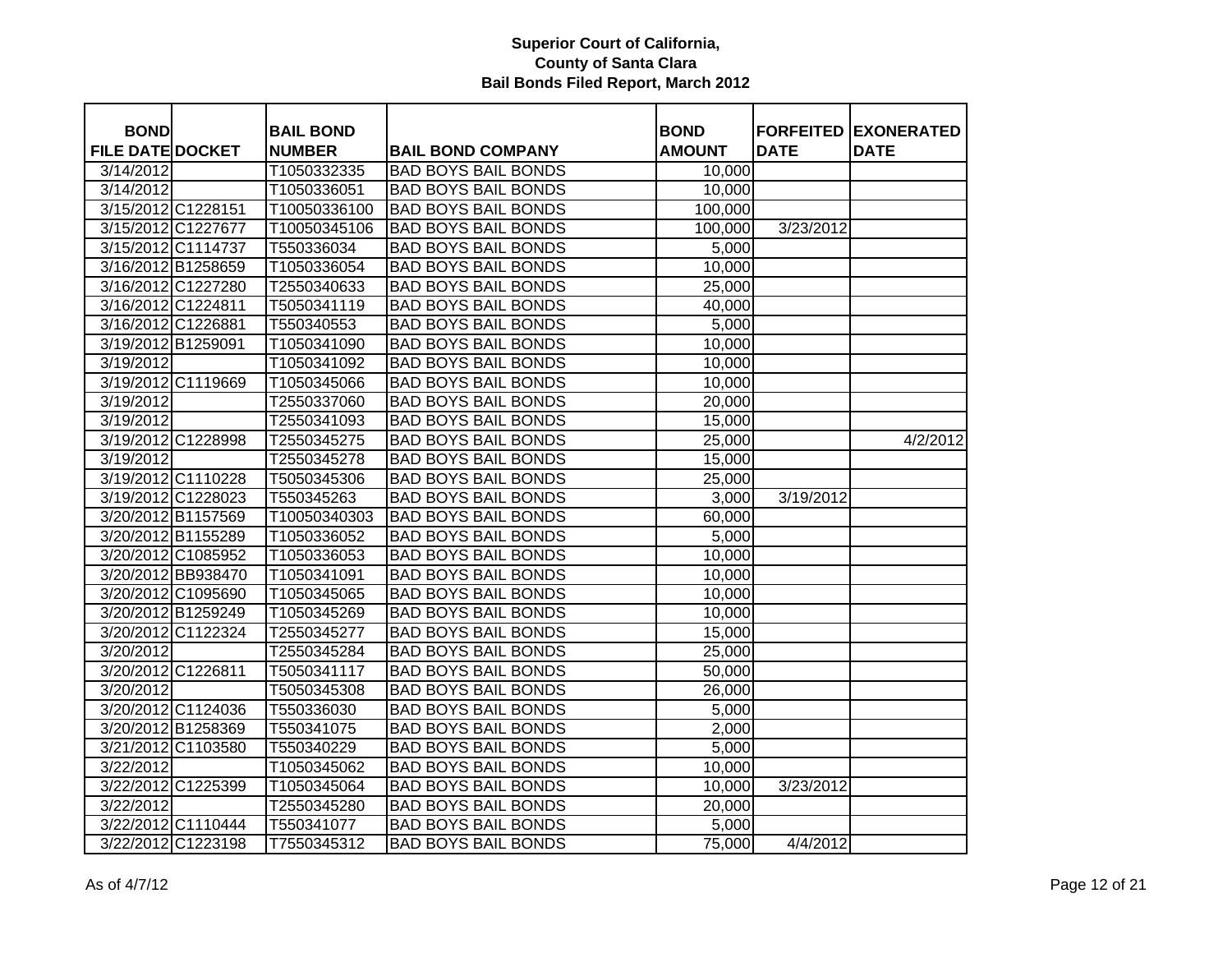**Superior Court of California,**
**County of Santa Clara**
**Bail Bonds Filed Report, March 2012**

| BOND FILE DATE | DOCKET | BAIL BOND NUMBER | BAIL BOND COMPANY | BOND AMOUNT | FORFEITED DATE | EXONERATED DATE |
|---|---|---|---|---|---|---|
| 3/14/2012 | | T1050332335 | BAD BOYS BAIL BONDS | 10,000 | | |
| 3/14/2012 | | T1050336051 | BAD BOYS BAIL BONDS | 10,000 | | |
| 3/15/2012 | C1228151 | T10050336100 | BAD BOYS BAIL BONDS | 100,000 | | |
| 3/15/2012 | C1227677 | T10050345106 | BAD BOYS BAIL BONDS | 100,000 | 3/23/2012 | |
| 3/15/2012 | C1114737 | T550336034 | BAD BOYS BAIL BONDS | 5,000 | | |
| 3/16/2012 | B1258659 | T1050336054 | BAD BOYS BAIL BONDS | 10,000 | | |
| 3/16/2012 | C1227280 | T2550340633 | BAD BOYS BAIL BONDS | 25,000 | | |
| 3/16/2012 | C1224811 | T5050341119 | BAD BOYS BAIL BONDS | 40,000 | | |
| 3/16/2012 | C1226881 | T550340553 | BAD BOYS BAIL BONDS | 5,000 | | |
| 3/19/2012 | B1259091 | T1050341090 | BAD BOYS BAIL BONDS | 10,000 | | |
| 3/19/2012 | | T1050341092 | BAD BOYS BAIL BONDS | 10,000 | | |
| 3/19/2012 | C1119669 | T1050345066 | BAD BOYS BAIL BONDS | 10,000 | | |
| 3/19/2012 | | T2550337060 | BAD BOYS BAIL BONDS | 20,000 | | |
| 3/19/2012 | | T2550341093 | BAD BOYS BAIL BONDS | 15,000 | | |
| 3/19/2012 | C1228998 | T2550345275 | BAD BOYS BAIL BONDS | 25,000 | | 4/2/2012 |
| 3/19/2012 | | T2550345278 | BAD BOYS BAIL BONDS | 15,000 | | |
| 3/19/2012 | C1110228 | T5050345306 | BAD BOYS BAIL BONDS | 25,000 | | |
| 3/19/2012 | C1228023 | T550345263 | BAD BOYS BAIL BONDS | 3,000 | 3/19/2012 | |
| 3/20/2012 | B1157569 | T10050340303 | BAD BOYS BAIL BONDS | 60,000 | | |
| 3/20/2012 | B1155289 | T1050336052 | BAD BOYS BAIL BONDS | 5,000 | | |
| 3/20/2012 | C1085952 | T1050336053 | BAD BOYS BAIL BONDS | 10,000 | | |
| 3/20/2012 | BB938470 | T1050341091 | BAD BOYS BAIL BONDS | 10,000 | | |
| 3/20/2012 | C1095690 | T1050345065 | BAD BOYS BAIL BONDS | 10,000 | | |
| 3/20/2012 | B1259249 | T1050345269 | BAD BOYS BAIL BONDS | 10,000 | | |
| 3/20/2012 | C1122324 | T2550345277 | BAD BOYS BAIL BONDS | 15,000 | | |
| 3/20/2012 | | T2550345284 | BAD BOYS BAIL BONDS | 25,000 | | |
| 3/20/2012 | C1226811 | T5050341117 | BAD BOYS BAIL BONDS | 50,000 | | |
| 3/20/2012 | | T5050345308 | BAD BOYS BAIL BONDS | 26,000 | | |
| 3/20/2012 | C1124036 | T550336030 | BAD BOYS BAIL BONDS | 5,000 | | |
| 3/20/2012 | B1258369 | T550341075 | BAD BOYS BAIL BONDS | 2,000 | | |
| 3/21/2012 | C1103580 | T550340229 | BAD BOYS BAIL BONDS | 5,000 | | |
| 3/22/2012 | | T1050345062 | BAD BOYS BAIL BONDS | 10,000 | | |
| 3/22/2012 | C1225399 | T1050345064 | BAD BOYS BAIL BONDS | 10,000 | 3/23/2012 | |
| 3/22/2012 | | T2550345280 | BAD BOYS BAIL BONDS | 20,000 | | |
| 3/22/2012 | C1110444 | T550341077 | BAD BOYS BAIL BONDS | 5,000 | | |
| 3/22/2012 | C1223198 | T7550345312 | BAD BOYS BAIL BONDS | 75,000 | 4/4/2012 | |

As of 4/7/12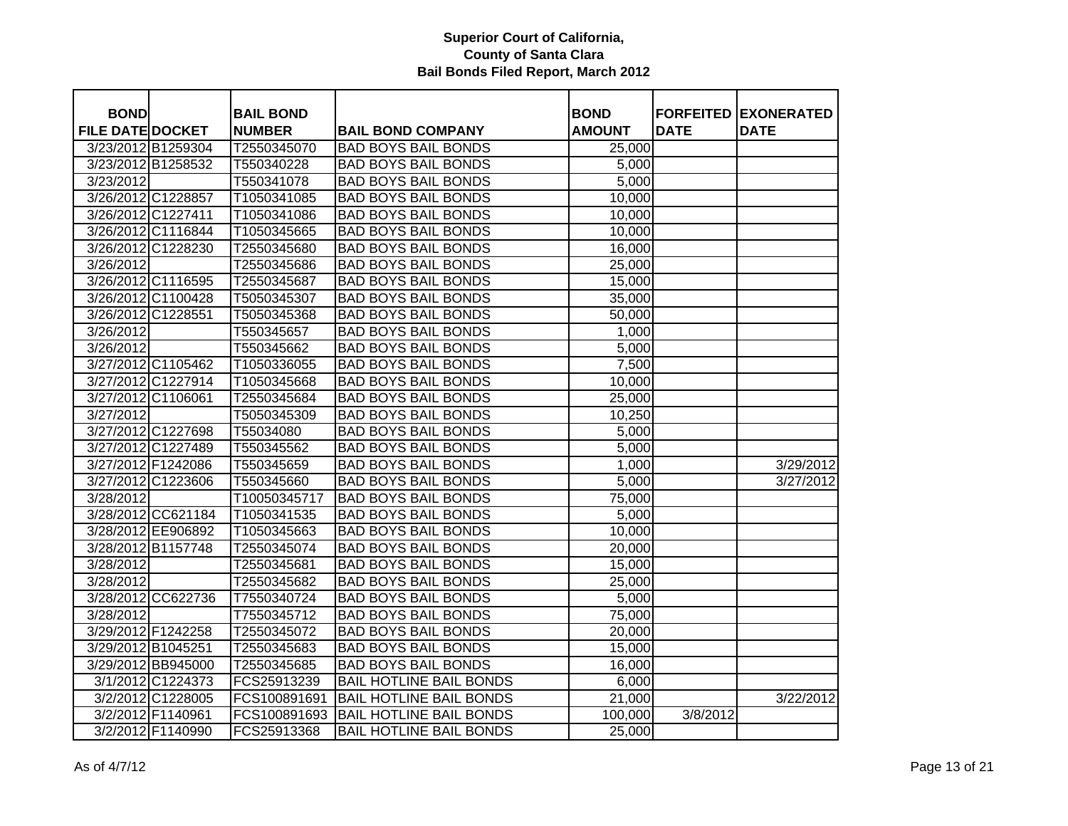**Superior Court of California, County of Santa Clara**
**Bail Bonds Filed Report, March 2012**

| BOND FILE DATE | DOCKET | BAIL BOND NUMBER | BAIL BOND COMPANY | BOND AMOUNT | FORFEITED DATE | EXONERATED DATE |
|---|---|---|---|---|---|---|
| 3/23/2012 | B1259304 | T2550345070 | BAD BOYS BAIL BONDS | 25,000 | | |
| 3/23/2012 | B1258532 | T550340228 | BAD BOYS BAIL BONDS | 5,000 | | |
| 3/23/2012 | | T550341078 | BAD BOYS BAIL BONDS | 5,000 | | |
| 3/26/2012 | C1228857 | T1050341085 | BAD BOYS BAIL BONDS | 10,000 | | |
| 3/26/2012 | C1227411 | T1050341086 | BAD BOYS BAIL BONDS | 10,000 | | |
| 3/26/2012 | C1116844 | T1050345665 | BAD BOYS BAIL BONDS | 10,000 | | |
| 3/26/2012 | C1228230 | T2550345680 | BAD BOYS BAIL BONDS | 16,000 | | |
| 3/26/2012 | | T2550345686 | BAD BOYS BAIL BONDS | 25,000 | | |
| 3/26/2012 | C1116595 | T2550345687 | BAD BOYS BAIL BONDS | 15,000 | | |
| 3/26/2012 | C1100428 | T5050345307 | BAD BOYS BAIL BONDS | 35,000 | | |
| 3/26/2012 | C1228551 | T5050345368 | BAD BOYS BAIL BONDS | 50,000 | | |
| 3/26/2012 | | T550345657 | BAD BOYS BAIL BONDS | 1,000 | | |
| 3/26/2012 | | T550345662 | BAD BOYS BAIL BONDS | 5,000 | | |
| 3/27/2012 | C1105462 | T1050336055 | BAD BOYS BAIL BONDS | 7,500 | | |
| 3/27/2012 | C1227914 | T1050345668 | BAD BOYS BAIL BONDS | 10,000 | | |
| 3/27/2012 | C1106061 | T2550345684 | BAD BOYS BAIL BONDS | 25,000 | | |
| 3/27/2012 | | T5050345309 | BAD BOYS BAIL BONDS | 10,250 | | |
| 3/27/2012 | C1227698 | T55034080 | BAD BOYS BAIL BONDS | 5,000 | | |
| 3/27/2012 | C1227489 | T550345562 | BAD BOYS BAIL BONDS | 5,000 | | |
| 3/27/2012 | F1242086 | T550345659 | BAD BOYS BAIL BONDS | 1,000 | | 3/29/2012 |
| 3/27/2012 | C1223606 | T550345660 | BAD BOYS BAIL BONDS | 5,000 | | 3/27/2012 |
| 3/28/2012 | | T10050345717 | BAD BOYS BAIL BONDS | 75,000 | | |
| 3/28/2012 | CC621184 | T1050341535 | BAD BOYS BAIL BONDS | 5,000 | | |
| 3/28/2012 | EE906892 | T1050345663 | BAD BOYS BAIL BONDS | 10,000 | | |
| 3/28/2012 | B1157748 | T2550345074 | BAD BOYS BAIL BONDS | 20,000 | | |
| 3/28/2012 | | T2550345681 | BAD BOYS BAIL BONDS | 15,000 | | |
| 3/28/2012 | | T2550345682 | BAD BOYS BAIL BONDS | 25,000 | | |
| 3/28/2012 | CC622736 | T7550340724 | BAD BOYS BAIL BONDS | 5,000 | | |
| 3/28/2012 | | T7550345712 | BAD BOYS BAIL BONDS | 75,000 | | |
| 3/29/2012 | F1242258 | T2550345072 | BAD BOYS BAIL BONDS | 20,000 | | |
| 3/29/2012 | B1045251 | T2550345683 | BAD BOYS BAIL BONDS | 15,000 | | |
| 3/29/2012 | BB945000 | T2550345685 | BAD BOYS BAIL BONDS | 16,000 | | |
| 3/1/2012 | C1224373 | FCS25913239 | BAIL HOTLINE BAIL BONDS | 6,000 | | |
| 3/2/2012 | C1228005 | FCS100891691 | BAIL HOTLINE BAIL BONDS | 21,000 | | 3/22/2012 |
| 3/2/2012 | F1140961 | FCS100891693 | BAIL HOTLINE BAIL BONDS | 100,000 | 3/8/2012 | |
| 3/2/2012 | F1140990 | FCS25913368 | BAIL HOTLINE BAIL BONDS | 25,000 | | |

As of 4/7/12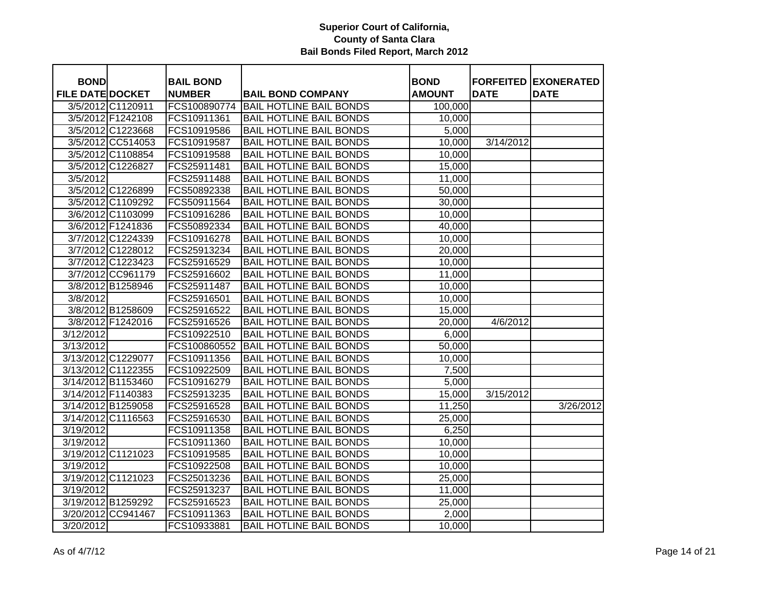# Superior Court of California,
## County of Santa Clara
### Bail Bonds Filed Report, March 2012

| BOND FILE DATE | DOCKET | BAIL BOND NUMBER | BAIL BOND COMPANY | BOND AMOUNT | FORFEITED DATE | EXONERATED DATE |
|---|---|---|---|---|---|---|
| 3/5/2012 | C1120911 | FCS100890774 | BAIL HOTLINE BAIL BONDS | 100,000 | | |
| 3/5/2012 | F1242108 | FCS10911361 | BAIL HOTLINE BAIL BONDS | 10,000 | | |
| 3/5/2012 | C1223668 | FCS10919586 | BAIL HOTLINE BAIL BONDS | 5,000 | | |
| 3/5/2012 | CC514053 | FCS10919587 | BAIL HOTLINE BAIL BONDS | 10,000 | 3/14/2012 | |
| 3/5/2012 | C1108854 | FCS10919588 | BAIL HOTLINE BAIL BONDS | 10,000 | | |
| 3/5/2012 | C1226827 | FCS25911481 | BAIL HOTLINE BAIL BONDS | 15,000 | | |
| 3/5/2012 | | FCS25911488 | BAIL HOTLINE BAIL BONDS | 11,000 | | |
| 3/5/2012 | C1226899 | FCS50892338 | BAIL HOTLINE BAIL BONDS | 50,000 | | |
| 3/5/2012 | C1109292 | FCS50911564 | BAIL HOTLINE BAIL BONDS | 30,000 | | |
| 3/6/2012 | C1103099 | FCS10916286 | BAIL HOTLINE BAIL BONDS | 10,000 | | |
| 3/6/2012 | F1241836 | FCS50892334 | BAIL HOTLINE BAIL BONDS | 40,000 | | |
| 3/7/2012 | C1224339 | FCS10916278 | BAIL HOTLINE BAIL BONDS | 10,000 | | |
| 3/7/2012 | C1228012 | FCS25913234 | BAIL HOTLINE BAIL BONDS | 20,000 | | |
| 3/7/2012 | C1223423 | FCS25916529 | BAIL HOTLINE BAIL BONDS | 10,000 | | |
| 3/7/2012 | CC961179 | FCS25916602 | BAIL HOTLINE BAIL BONDS | 11,000 | | |
| 3/8/2012 | B1258946 | FCS25911487 | BAIL HOTLINE BAIL BONDS | 10,000 | | |
| 3/8/2012 | | FCS25916501 | BAIL HOTLINE BAIL BONDS | 10,000 | | |
| 3/8/2012 | B1258609 | FCS25916522 | BAIL HOTLINE BAIL BONDS | 15,000 | | |
| 3/8/2012 | F1242016 | FCS25916526 | BAIL HOTLINE BAIL BONDS | 20,000 | 4/6/2012 | |
| 3/12/2012 | | FCS10922510 | BAIL HOTLINE BAIL BONDS | 6,000 | | |
| 3/13/2012 | | FCS100860552 | BAIL HOTLINE BAIL BONDS | 50,000 | | |
| 3/13/2012 | C1229077 | FCS10911356 | BAIL HOTLINE BAIL BONDS | 10,000 | | |
| 3/13/2012 | C1122355 | FCS10922509 | BAIL HOTLINE BAIL BONDS | 7,500 | | |
| 3/14/2012 | B1153460 | FCS10916279 | BAIL HOTLINE BAIL BONDS | 5,000 | | |
| 3/14/2012 | F1140383 | FCS25913235 | BAIL HOTLINE BAIL BONDS | 15,000 | 3/15/2012 | |
| 3/14/2012 | B1259058 | FCS25916528 | BAIL HOTLINE BAIL BONDS | 11,250 | | 3/26/2012 |
| 3/14/2012 | C1116563 | FCS25916530 | BAIL HOTLINE BAIL BONDS | 25,000 | | |
| 3/19/2012 | | FCS10911358 | BAIL HOTLINE BAIL BONDS | 6,250 | | |
| 3/19/2012 | | FCS10911360 | BAIL HOTLINE BAIL BONDS | 10,000 | | |
| 3/19/2012 | C1121023 | FCS10919585 | BAIL HOTLINE BAIL BONDS | 10,000 | | |
| 3/19/2012 | | FCS10922508 | BAIL HOTLINE BAIL BONDS | 10,000 | | |
| 3/19/2012 | C1121023 | FCS25013236 | BAIL HOTLINE BAIL BONDS | 25,000 | | |
| 3/19/2012 | | FCS25913237 | BAIL HOTLINE BAIL BONDS | 11,000 | | |
| 3/19/2012 | B1259292 | FCS25916523 | BAIL HOTLINE BAIL BONDS | 25,000 | | |
| 3/20/2012 | CC941467 | FCS10911363 | BAIL HOTLINE BAIL BONDS | 2,000 | | |
| 3/20/2012 | | FCS10933881 | BAIL HOTLINE BAIL BONDS | 10,000 | | |

As of 4/7/12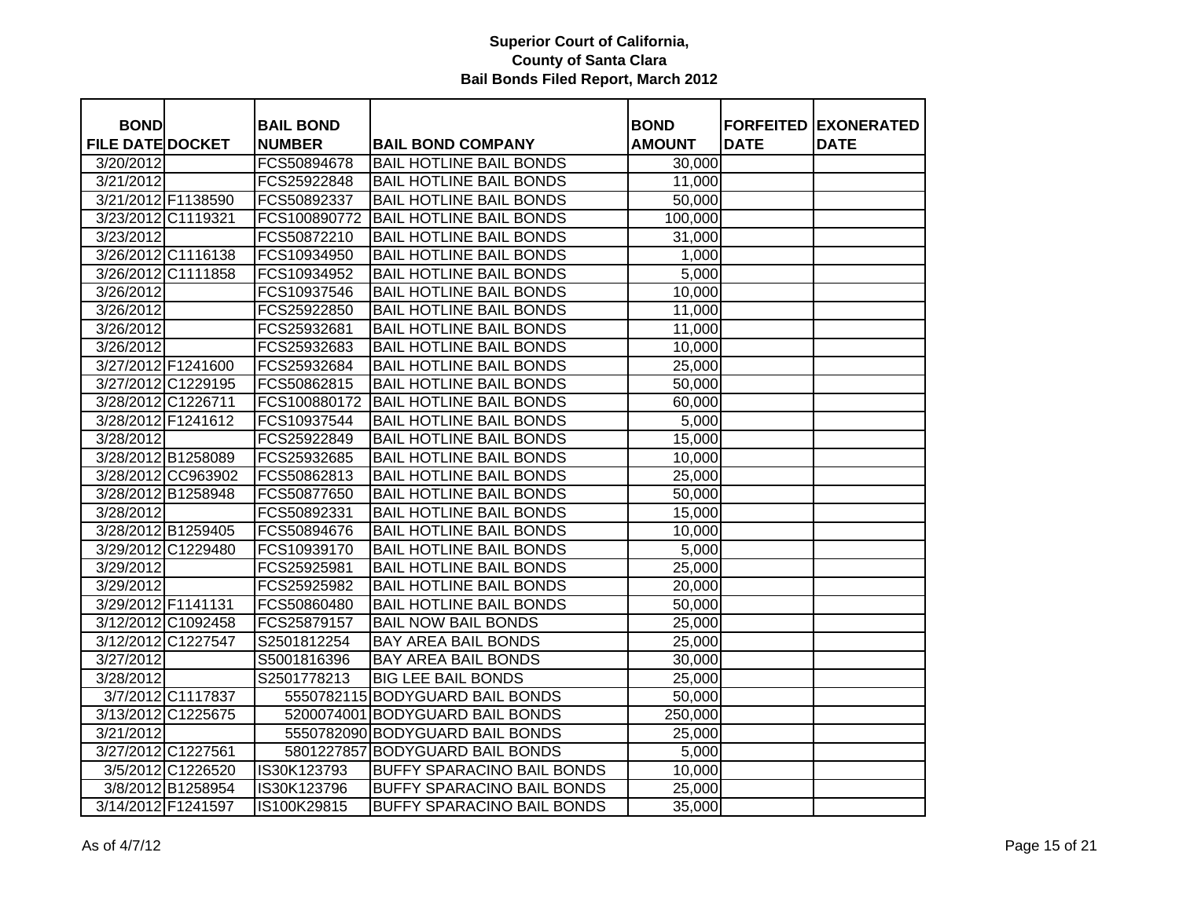**Superior Court of California, County of Santa Clara Bail Bonds Filed Report, March 2012**

| BOND FILE DATE | DOCKET | BAIL BOND NUMBER | BAIL BOND COMPANY | BOND AMOUNT | FORFEITED DATE | EXONERATED DATE |
|---|---|---|---|---|---|---|
| 3/20/2012 | | FCS50894678 | BAIL HOTLINE BAIL BONDS | 30,000 | | |
| 3/21/2012 | | FCS25922848 | BAIL HOTLINE BAIL BONDS | 11,000 | | |
| 3/21/2012 | F1138590 | FCS50892337 | BAIL HOTLINE BAIL BONDS | 50,000 | | |
| 3/23/2012 | C1119321 | FCS100890772 | BAIL HOTLINE BAIL BONDS | 100,000 | | |
| 3/23/2012 | | FCS50872210 | BAIL HOTLINE BAIL BONDS | 31,000 | | |
| 3/26/2012 | C1116138 | FCS10934950 | BAIL HOTLINE BAIL BONDS | 1,000 | | |
| 3/26/2012 | C1111858 | FCS10934952 | BAIL HOTLINE BAIL BONDS | 5,000 | | |
| 3/26/2012 | | FCS10937546 | BAIL HOTLINE BAIL BONDS | 10,000 | | |
| 3/26/2012 | | FCS25922850 | BAIL HOTLINE BAIL BONDS | 11,000 | | |
| 3/26/2012 | | FCS25932681 | BAIL HOTLINE BAIL BONDS | 11,000 | | |
| 3/26/2012 | | FCS25932683 | BAIL HOTLINE BAIL BONDS | 10,000 | | |
| 3/27/2012 | F1241600 | FCS25932684 | BAIL HOTLINE BAIL BONDS | 25,000 | | |
| 3/27/2012 | C1229195 | FCS50862815 | BAIL HOTLINE BAIL BONDS | 50,000 | | |
| 3/28/2012 | C1226711 | FCS100880172 | BAIL HOTLINE BAIL BONDS | 60,000 | | |
| 3/28/2012 | F1241612 | FCS10937544 | BAIL HOTLINE BAIL BONDS | 5,000 | | |
| 3/28/2012 | | FCS25922849 | BAIL HOTLINE BAIL BONDS | 15,000 | | |
| 3/28/2012 | B1258089 | FCS25932685 | BAIL HOTLINE BAIL BONDS | 10,000 | | |
| 3/28/2012 | CC963902 | FCS50862813 | BAIL HOTLINE BAIL BONDS | 25,000 | | |
| 3/28/2012 | B1258948 | FCS50877650 | BAIL HOTLINE BAIL BONDS | 50,000 | | |
| 3/28/2012 | | FCS50892331 | BAIL HOTLINE BAIL BONDS | 15,000 | | |
| 3/28/2012 | B1259405 | FCS50894676 | BAIL HOTLINE BAIL BONDS | 10,000 | | |
| 3/29/2012 | C1229480 | FCS10939170 | BAIL HOTLINE BAIL BONDS | 5,000 | | |
| 3/29/2012 | | FCS25925981 | BAIL HOTLINE BAIL BONDS | 25,000 | | |
| 3/29/2012 | | FCS25925982 | BAIL HOTLINE BAIL BONDS | 20,000 | | |
| 3/29/2012 | F1141131 | FCS50860480 | BAIL HOTLINE BAIL BONDS | 50,000 | | |
| 3/12/2012 | C1092458 | FCS25879157 | BAIL NOW BAIL BONDS | 25,000 | | |
| 3/12/2012 | C1227547 | S2501812254 | BAY AREA BAIL BONDS | 25,000 | | |
| 3/27/2012 | | S5001816396 | BAY AREA BAIL BONDS | 30,000 | | |
| 3/28/2012 | | S2501778213 | BIG LEE BAIL BONDS | 25,000 | | |
| 3/7/2012 | C1117837 | 5550782115 | BODYGUARD BAIL BONDS | 50,000 | | |
| 3/13/2012 | C1225675 | 5200074001 | BODYGUARD BAIL BONDS | 250,000 | | |
| 3/21/2012 | | 5550782090 | BODYGUARD BAIL BONDS | 25,000 | | |
| 3/27/2012 | C1227561 | 5801227857 | BODYGUARD BAIL BONDS | 5,000 | | |
| 3/5/2012 | C1226520 | IS30K123793 | BUFFY SPARACINO BAIL BONDS | 10,000 | | |
| 3/8/2012 | B1258954 | IS30K123796 | BUFFY SPARACINO BAIL BONDS | 25,000 | | |
| 3/14/2012 | F1241597 | IS100K29815 | BUFFY SPARACINO BAIL BONDS | 35,000 | | |

As of 4/7/12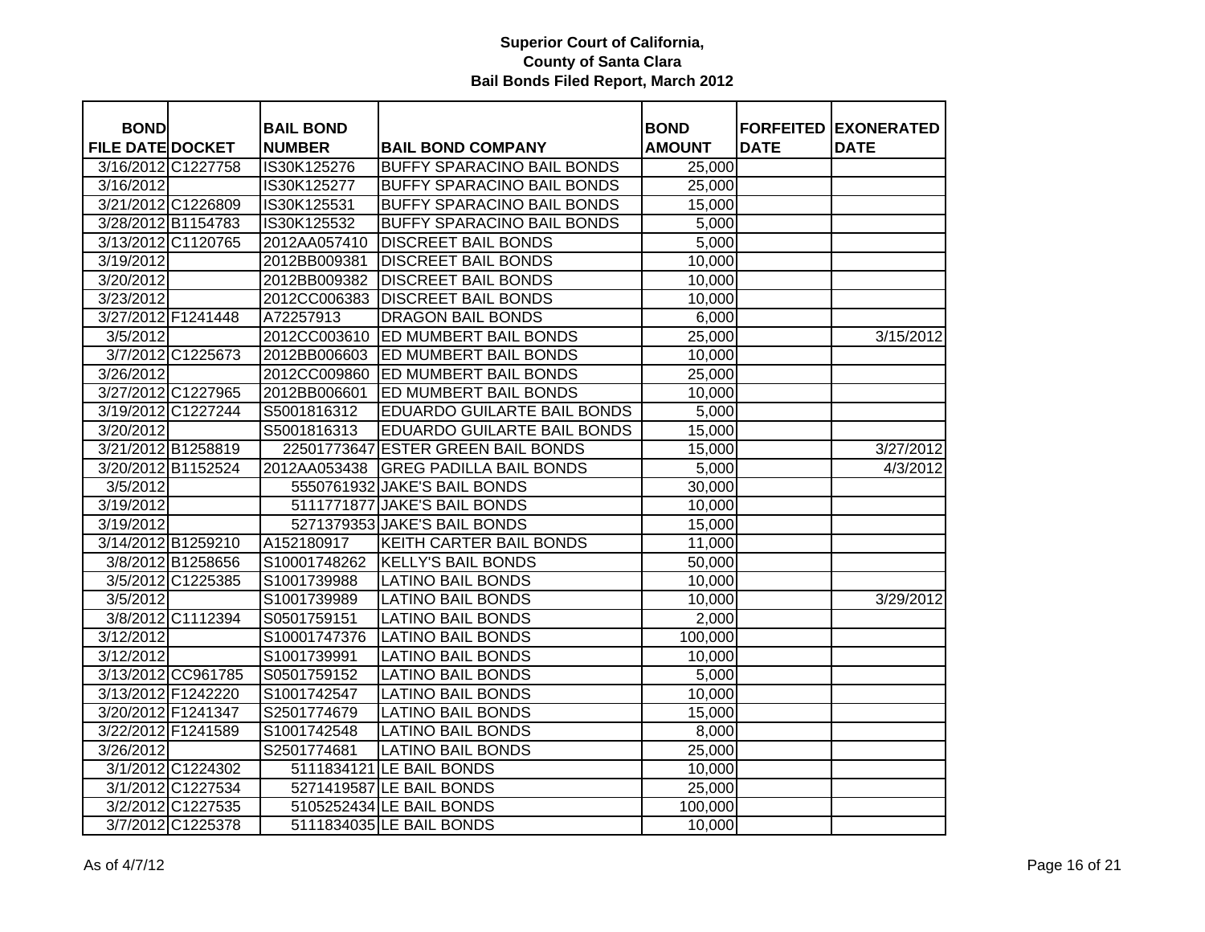**Superior Court of California,**
**County of Santa Clara**
**Bail Bonds Filed Report, March 2012**

| BOND FILE DATE | DOCKET | BAIL BOND NUMBER | BAIL BOND COMPANY | BOND AMOUNT | FORFEITED DATE | EXONERATED DATE |
|---|---|---|---|---|---|---|
| 3/16/2012 | C1227758 | IS30K125276 | BUFFY SPARACINO BAIL BONDS | 25,000 | | |
| 3/16/2012 | | IS30K125277 | BUFFY SPARACINO BAIL BONDS | 25,000 | | |
| 3/21/2012 | C1226809 | IS30K125531 | BUFFY SPARACINO BAIL BONDS | 15,000 | | |
| 3/28/2012 | B1154783 | IS30K125532 | BUFFY SPARACINO BAIL BONDS | 5,000 | | |
| 3/13/2012 | C1120765 | 2012AA057410 | DISCREET BAIL BONDS | 5,000 | | |
| 3/19/2012 | | 2012BB009381 | DISCREET BAIL BONDS | 10,000 | | |
| 3/20/2012 | | 2012BB009382 | DISCREET BAIL BONDS | 10,000 | | |
| 3/23/2012 | | 2012CC006383 | DISCREET BAIL BONDS | 10,000 | | |
| 3/27/2012 | F1241448 | A72257913 | DRAGON BAIL BONDS | 6,000 | | |
| 3/5/2012 | | 2012CC003610 | ED MUMBERT BAIL BONDS | 25,000 | | 3/15/2012 |
| 3/7/2012 | C1225673 | 2012BB006603 | ED MUMBERT BAIL BONDS | 10,000 | | |
| 3/26/2012 | | 2012CC009860 | ED MUMBERT BAIL BONDS | 25,000 | | |
| 3/27/2012 | C1227965 | 2012BB006601 | ED MUMBERT BAIL BONDS | 10,000 | | |
| 3/19/2012 | C1227244 | S5001816312 | EDUARDO GUILARTE BAIL BONDS | 5,000 | | |
| 3/20/2012 | | S5001816313 | EDUARDO GUILARTE BAIL BONDS | 15,000 | | |
| 3/21/2012 | B1258819 | 22501773647 | ESTER GREEN BAIL BONDS | 15,000 | | 3/27/2012 |
| 3/20/2012 | B1152524 | 2012AA053438 | GREG PADILLA BAIL BONDS | 5,000 | | 4/3/2012 |
| 3/5/2012 | | 5550761932 | JAKE'S BAIL BONDS | 30,000 | | |
| 3/19/2012 | | 5111771877 | JAKE'S BAIL BONDS | 10,000 | | |
| 3/19/2012 | | 5271379353 | JAKE'S BAIL BONDS | 15,000 | | |
| 3/14/2012 | B1259210 | A152180917 | KEITH CARTER BAIL BONDS | 11,000 | | |
| 3/8/2012 | B1258656 | S10001748262 | KELLY'S BAIL BONDS | 50,000 | | |
| 3/5/2012 | C1225385 | S1001739988 | LATINO BAIL BONDS | 10,000 | | |
| 3/5/2012 | | S1001739989 | LATINO BAIL BONDS | 10,000 | | 3/29/2012 |
| 3/8/2012 | C1112394 | S0501759151 | LATINO BAIL BONDS | 2,000 | | |
| 3/12/2012 | | S10001747376 | LATINO BAIL BONDS | 100,000 | | |
| 3/12/2012 | | S1001739991 | LATINO BAIL BONDS | 10,000 | | |
| 3/13/2012 | CC961785 | S0501759152 | LATINO BAIL BONDS | 5,000 | | |
| 3/13/2012 | F1242220 | S1001742547 | LATINO BAIL BONDS | 10,000 | | |
| 3/20/2012 | F1241347 | S2501774679 | LATINO BAIL BONDS | 15,000 | | |
| 3/22/2012 | F1241589 | S1001742548 | LATINO BAIL BONDS | 8,000 | | |
| 3/26/2012 | | S2501774681 | LATINO BAIL BONDS | 25,000 | | |
| 3/1/2012 | C1224302 | 5111834121 | LE BAIL BONDS | 10,000 | | |
| 3/1/2012 | C1227534 | 5271419587 | LE BAIL BONDS | 25,000 | | |
| 3/2/2012 | C1227535 | 5105252434 | LE BAIL BONDS | 100,000 | | |
| 3/7/2012 | C1225378 | 5111834035 | LE BAIL BONDS | 10,000 | | |

As of 4/7/12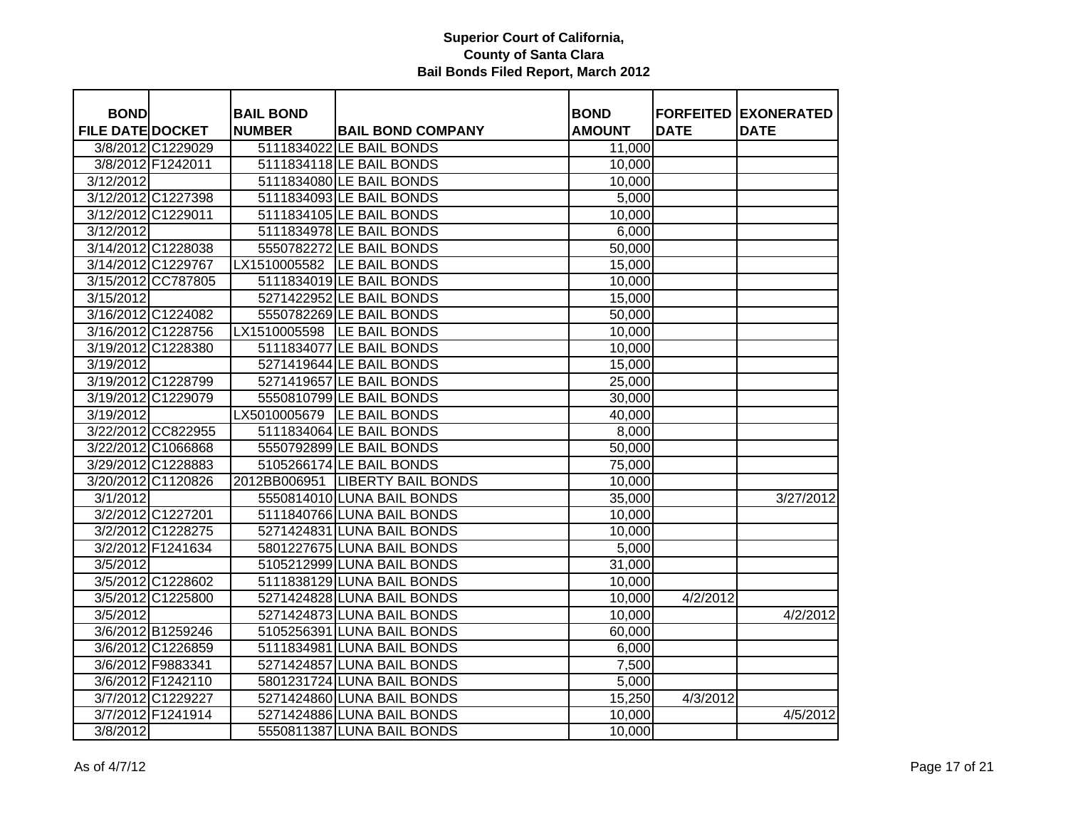**Superior Court of California, County of Santa Clara Bail Bonds Filed Report, March 2012**

| BOND FILE DATE | DOCKET | BAIL BOND NUMBER | BAIL BOND COMPANY | BOND AMOUNT | FORFEITED DATE | EXONERATED DATE |
|---|---|---|---|---|---|---|
| 3/8/2012 | C1229029 | 5111834022 | LE BAIL BONDS | 11,000 | | |
| 3/8/2012 | F1242011 | 5111834118 | LE BAIL BONDS | 10,000 | | |
| 3/12/2012 | | 5111834080 | LE BAIL BONDS | 10,000 | | |
| 3/12/2012 | C1227398 | 5111834093 | LE BAIL BONDS | 5,000 | | |
| 3/12/2012 | C1229011 | 5111834105 | LE BAIL BONDS | 10,000 | | |
| 3/12/2012 | | 5111834978 | LE BAIL BONDS | 6,000 | | |
| 3/14/2012 | C1228038 | 5550782272 | LE BAIL BONDS | 50,000 | | |
| 3/14/2012 | C1229767 | LX1510005582 | LE BAIL BONDS | 15,000 | | |
| 3/15/2012 | CC787805 | 5111834019 | LE BAIL BONDS | 10,000 | | |
| 3/15/2012 | | 5271422952 | LE BAIL BONDS | 15,000 | | |
| 3/16/2012 | C1224082 | 5550782269 | LE BAIL BONDS | 50,000 | | |
| 3/16/2012 | C1228756 | LX1510005598 | LE BAIL BONDS | 10,000 | | |
| 3/19/2012 | C1228380 | 5111834077 | LE BAIL BONDS | 10,000 | | |
| 3/19/2012 | | 5271419644 | LE BAIL BONDS | 15,000 | | |
| 3/19/2012 | C1228799 | 5271419657 | LE BAIL BONDS | 25,000 | | |
| 3/19/2012 | C1229079 | 5550810799 | LE BAIL BONDS | 30,000 | | |
| 3/19/2012 | | LX5010005679 | LE BAIL BONDS | 40,000 | | |
| 3/22/2012 | CC822955 | 5111834064 | LE BAIL BONDS | 8,000 | | |
| 3/22/2012 | C1066868 | 5550792899 | LE BAIL BONDS | 50,000 | | |
| 3/29/2012 | C1228883 | 5105266174 | LE BAIL BONDS | 75,000 | | |
| 3/20/2012 | C1120826 | 2012BB006951 | LIBERTY BAIL BONDS | 10,000 | | |
| 3/1/2012 | | 5550814010 | LUNA BAIL BONDS | 35,000 | | 3/27/2012 |
| 3/2/2012 | C1227201 | 5111840766 | LUNA BAIL BONDS | 10,000 | | |
| 3/2/2012 | C1228275 | 5271424831 | LUNA BAIL BONDS | 10,000 | | |
| 3/2/2012 | F1241634 | 5801227675 | LUNA BAIL BONDS | 5,000 | | |
| 3/5/2012 | | 5105212999 | LUNA BAIL BONDS | 31,000 | | |
| 3/5/2012 | C1228602 | 5111838129 | LUNA BAIL BONDS | 10,000 | | |
| 3/5/2012 | C1225800 | 5271424828 | LUNA BAIL BONDS | 10,000 | 4/2/2012 | |
| 3/5/2012 | | 5271424873 | LUNA BAIL BONDS | 10,000 | | 4/2/2012 |
| 3/6/2012 | B1259246 | 5105256391 | LUNA BAIL BONDS | 60,000 | | |
| 3/6/2012 | C1226859 | 5111834981 | LUNA BAIL BONDS | 6,000 | | |
| 3/6/2012 | F9883341 | 5271424857 | LUNA BAIL BONDS | 7,500 | | |
| 3/6/2012 | F1242110 | 5801231724 | LUNA BAIL BONDS | 5,000 | | |
| 3/7/2012 | C1229227 | 5271424860 | LUNA BAIL BONDS | 15,250 | 4/3/2012 | |
| 3/7/2012 | F1241914 | 5271424886 | LUNA BAIL BONDS | 10,000 | | 4/5/2012 |
| 3/8/2012 | | 5550811387 | LUNA BAIL BONDS | 10,000 | | |

As of 4/7/12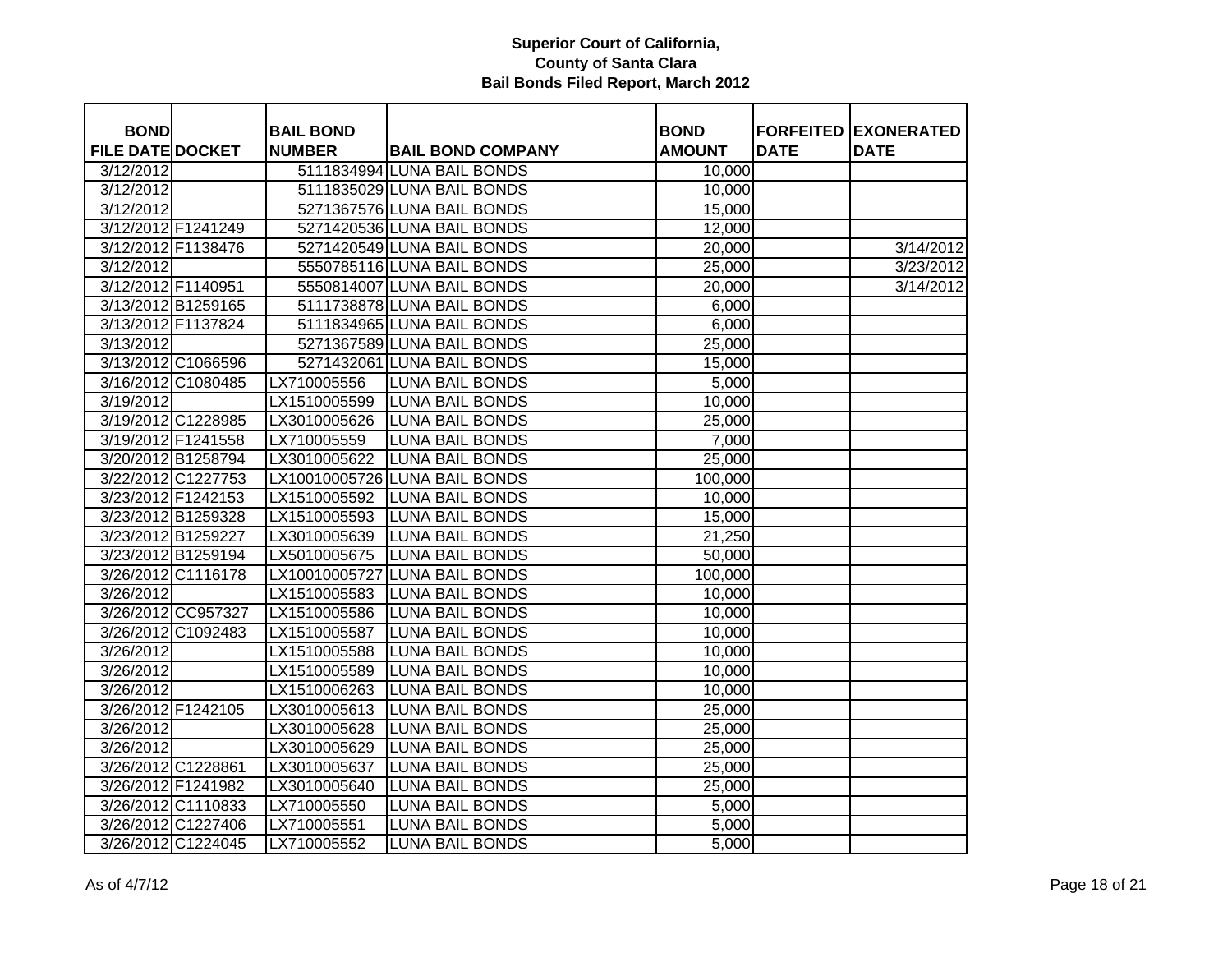# Superior Court of California,
# County of Santa Clara
# Bail Bonds Filed Report, March 2012

| BOND FILE DATE | DOCKET | BAIL BOND NUMBER | BAIL BOND COMPANY | BOND AMOUNT | FORFEITED DATE | EXONERATED DATE |
|---|---|---|---|---|---|---|
| 3/12/2012 | | 5111834994 | LUNA BAIL BONDS | 10,000 | | |
| 3/12/2012 | | 5111835029 | LUNA BAIL BONDS | 10,000 | | |
| 3/12/2012 | | 5271367576 | LUNA BAIL BONDS | 15,000 | | |
| 3/12/2012 | F1241249 | 5271420536 | LUNA BAIL BONDS | 12,000 | | |
| 3/12/2012 | F1138476 | 5271420549 | LUNA BAIL BONDS | 20,000 | | 3/14/2012 |
| 3/12/2012 | | 5550785116 | LUNA BAIL BONDS | 25,000 | | 3/23/2012 |
| 3/12/2012 | F1140951 | 5550814007 | LUNA BAIL BONDS | 20,000 | | 3/14/2012 |
| 3/13/2012 | B1259165 | 5111738878 | LUNA BAIL BONDS | 6,000 | | |
| 3/13/2012 | F1137824 | 5111834965 | LUNA BAIL BONDS | 6,000 | | |
| 3/13/2012 | | 5271367589 | LUNA BAIL BONDS | 25,000 | | |
| 3/13/2012 | C1066596 | 5271432061 | LUNA BAIL BONDS | 15,000 | | |
| 3/16/2012 | C1080485 | LX710005556 | LUNA BAIL BONDS | 5,000 | | |
| 3/19/2012 | | LX1510005599 | LUNA BAIL BONDS | 10,000 | | |
| 3/19/2012 | C1228985 | LX3010005626 | LUNA BAIL BONDS | 25,000 | | |
| 3/19/2012 | F1241558 | LX710005559 | LUNA BAIL BONDS | 7,000 | | |
| 3/20/2012 | B1258794 | LX3010005622 | LUNA BAIL BONDS | 25,000 | | |
| 3/22/2012 | C1227753 | LX10010005726 | LUNA BAIL BONDS | 100,000 | | |
| 3/23/2012 | F1242153 | LX1510005592 | LUNA BAIL BONDS | 10,000 | | |
| 3/23/2012 | B1259328 | LX1510005593 | LUNA BAIL BONDS | 15,000 | | |
| 3/23/2012 | B1259227 | LX3010005639 | LUNA BAIL BONDS | 21,250 | | |
| 3/23/2012 | B1259194 | LX5010005675 | LUNA BAIL BONDS | 50,000 | | |
| 3/26/2012 | C1116178 | LX10010005727 | LUNA BAIL BONDS | 100,000 | | |
| 3/26/2012 | | LX1510005583 | LUNA BAIL BONDS | 10,000 | | |
| 3/26/2012 | CC957327 | LX1510005586 | LUNA BAIL BONDS | 10,000 | | |
| 3/26/2012 | C1092483 | LX1510005587 | LUNA BAIL BONDS | 10,000 | | |
| 3/26/2012 | | LX1510005588 | LUNA BAIL BONDS | 10,000 | | |
| 3/26/2012 | | LX1510005589 | LUNA BAIL BONDS | 10,000 | | |
| 3/26/2012 | | LX1510006263 | LUNA BAIL BONDS | 10,000 | | |
| 3/26/2012 | F1242105 | LX3010005613 | LUNA BAIL BONDS | 25,000 | | |
| 3/26/2012 | | LX3010005628 | LUNA BAIL BONDS | 25,000 | | |
| 3/26/2012 | | LX3010005629 | LUNA BAIL BONDS | 25,000 | | |
| 3/26/2012 | C1228861 | LX3010005637 | LUNA BAIL BONDS | 25,000 | | |
| 3/26/2012 | F1241982 | LX3010005640 | LUNA BAIL BONDS | 25,000 | | |
| 3/26/2012 | C1110833 | LX710005550 | LUNA BAIL BONDS | 5,000 | | |
| 3/26/2012 | C1227406 | LX710005551 | LUNA BAIL BONDS | 5,000 | | |
| 3/26/2012 | C1224045 | LX710005552 | LUNA BAIL BONDS | 5,000 | | |

As of 4/7/12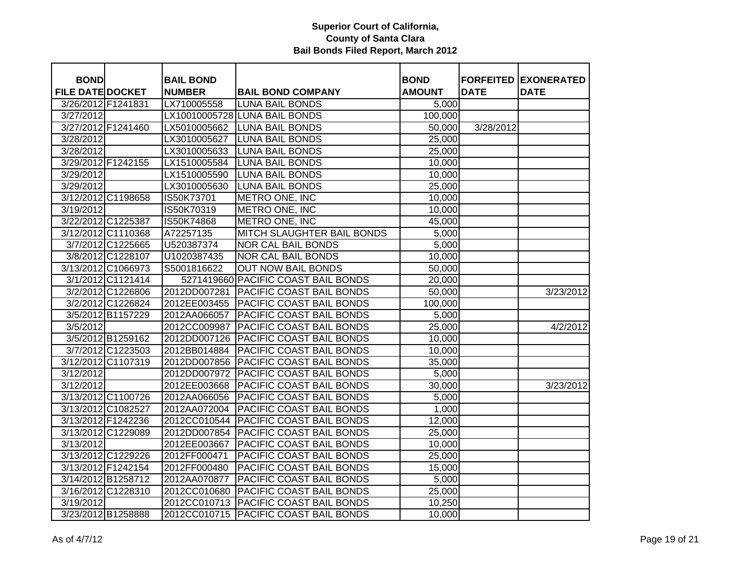# Superior Court of California, County of Santa Clara
## Bail Bonds Filed Report, March 2012

| BOND FILE DATE | DOCKET | BAIL BOND NUMBER | BAIL BOND COMPANY | BOND AMOUNT | FORFEITED DATE | EXONERATED DATE |
|---|---|---|---|---|---|---|
| 3/26/2012 | F1241831 | LX710005558 | LUNA BAIL BONDS | 5,000 | | |
| 3/27/2012 | | LX10010005728 | LUNA BAIL BONDS | 100,000 | | |
| 3/27/2012 | F1241460 | LX5010005662 | LUNA BAIL BONDS | 50,000 | 3/28/2012 | |
| 3/28/2012 | | LX3010005627 | LUNA BAIL BONDS | 25,000 | | |
| 3/28/2012 | | LX3010005633 | LUNA BAIL BONDS | 25,000 | | |
| 3/29/2012 | F1242155 | LX1510005584 | LUNA BAIL BONDS | 10,000 | | |
| 3/29/2012 | | LX1510005590 | LUNA BAIL BONDS | 10,000 | | |
| 3/29/2012 | | LX3010005630 | LUNA BAIL BONDS | 25,000 | | |
| 3/12/2012 | C1198658 | IS50K73701 | METRO ONE, INC | 10,000 | | |
| 3/19/2012 | | IS50K70319 | METRO ONE, INC | 10,000 | | |
| 3/22/2012 | C1225387 | IS50K74868 | METRO ONE, INC | 45,000 | | |
| 3/12/2012 | C1110368 | A72257135 | MITCH SLAUGHTER BAIL BONDS | 5,000 | | |
| 3/7/2012 | C1225665 | U520387374 | NOR CAL BAIL BONDS | 5,000 | | |
| 3/8/2012 | C1228107 | U1020387435 | NOR CAL BAIL BONDS | 10,000 | | |
| 3/13/2012 | C1066973 | S5001816622 | OUT NOW BAIL BONDS | 50,000 | | |
| 3/1/2012 | C1121414 | 5271419660 | PACIFIC COAST BAIL BONDS | 20,000 | | |
| 3/2/2012 | C1226806 | 2012DD007281 | PACIFIC COAST BAIL BONDS | 50,000 | | 3/23/2012 |
| 3/2/2012 | C1226824 | 2012EE003455 | PACIFIC COAST BAIL BONDS | 100,000 | | |
| 3/5/2012 | B1157229 | 2012AA066057 | PACIFIC COAST BAIL BONDS | 5,000 | | |
| 3/5/2012 | | 2012CC009987 | PACIFIC COAST BAIL BONDS | 25,000 | | 4/2/2012 |
| 3/5/2012 | B1259162 | 2012DD007126 | PACIFIC COAST BAIL BONDS | 10,000 | | |
| 3/7/2012 | C1223503 | 2012BB014884 | PACIFIC COAST BAIL BONDS | 10,000 | | |
| 3/12/2012 | C1107319 | 2012DD007856 | PACIFIC COAST BAIL BONDS | 35,000 | | |
| 3/12/2012 | | 2012DD007972 | PACIFIC COAST BAIL BONDS | 5,000 | | |
| 3/12/2012 | | 2012EE003668 | PACIFIC COAST BAIL BONDS | 30,000 | | 3/23/2012 |
| 3/13/2012 | C1100726 | 2012AA066056 | PACIFIC COAST BAIL BONDS | 5,000 | | |
| 3/13/2012 | C1082527 | 2012AA072004 | PACIFIC COAST BAIL BONDS | 1,000 | | |
| 3/13/2012 | F1242236 | 2012CC010544 | PACIFIC COAST BAIL BONDS | 12,000 | | |
| 3/13/2012 | C1229089 | 2012DD007854 | PACIFIC COAST BAIL BONDS | 25,000 | | |
| 3/13/2012 | | 2012EE003667 | PACIFIC COAST BAIL BONDS | 10,000 | | |
| 3/13/2012 | C1229226 | 2012FF000471 | PACIFIC COAST BAIL BONDS | 25,000 | | |
| 3/13/2012 | F1242154 | 2012FF000480 | PACIFIC COAST BAIL BONDS | 15,000 | | |
| 3/14/2012 | B1258712 | 2012AA070877 | PACIFIC COAST BAIL BONDS | 5,000 | | |
| 3/16/2012 | C1228310 | 2012CC010680 | PACIFIC COAST BAIL BONDS | 25,000 | | |
| 3/19/2012 | | 2012CC010713 | PACIFIC COAST BAIL BONDS | 10,250 | | |
| 3/23/2012 | B1258888 | 2012CC010715 | PACIFIC COAST BAIL BONDS | 10,000 | | |

As of 4/7/12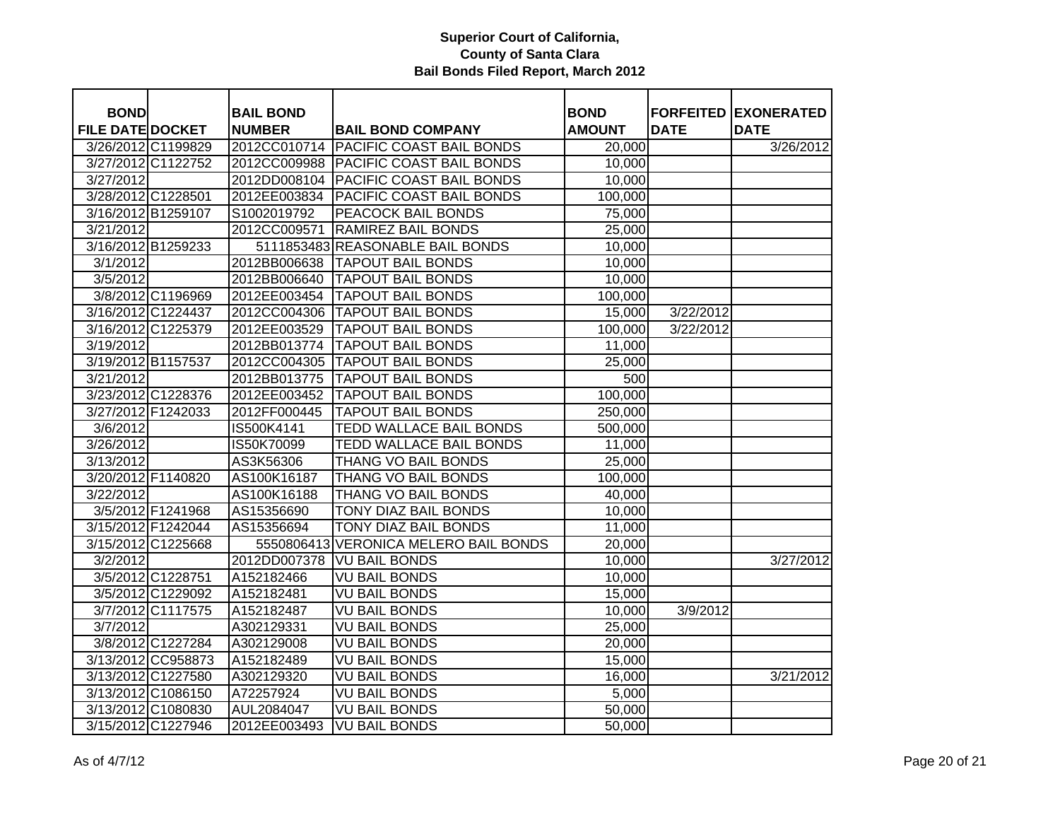**Superior Court of California,**
**County of Santa Clara**
**Bail Bonds Filed Report, March 2012**

| BOND FILE DATE | DOCKET | BAIL BOND NUMBER | BAIL BOND COMPANY | BOND AMOUNT | FORFEITED DATE | EXONERATED DATE |
|---|---|---|---|---|---|---|
| 3/26/2012 | C1199829 | 2012CC010714 | PACIFIC COAST BAIL BONDS | 20,000 | | 3/26/2012 |
| 3/27/2012 | C1122752 | 2012CC009988 | PACIFIC COAST BAIL BONDS | 10,000 | | |
| 3/27/2012 | | 2012DD008104 | PACIFIC COAST BAIL BONDS | 10,000 | | |
| 3/28/2012 | C1228501 | 2012EE003834 | PACIFIC COAST BAIL BONDS | 100,000 | | |
| 3/16/2012 | B1259107 | S1002019792 | PEACOCK BAIL BONDS | 75,000 | | |
| 3/21/2012 | | 2012CC009571 | RAMIREZ BAIL BONDS | 25,000 | | |
| 3/16/2012 | B1259233 | 5111853483 | REASONABLE BAIL BONDS | 10,000 | | |
| 3/1/2012 | | 2012BB006638 | TAPOUT BAIL BONDS | 10,000 | | |
| 3/5/2012 | | 2012BB006640 | TAPOUT BAIL BONDS | 10,000 | | |
| 3/8/2012 | C1196969 | 2012EE003454 | TAPOUT BAIL BONDS | 100,000 | | |
| 3/16/2012 | C1224437 | 2012CC004306 | TAPOUT BAIL BONDS | 15,000 | 3/22/2012 | |
| 3/16/2012 | C1225379 | 2012EE003529 | TAPOUT BAIL BONDS | 100,000 | 3/22/2012 | |
| 3/19/2012 | | 2012BB013774 | TAPOUT BAIL BONDS | 11,000 | | |
| 3/19/2012 | B1157537 | 2012CC004305 | TAPOUT BAIL BONDS | 25,000 | | |
| 3/21/2012 | | 2012BB013775 | TAPOUT BAIL BONDS | 500 | | |
| 3/23/2012 | C1228376 | 2012EE003452 | TAPOUT BAIL BONDS | 100,000 | | |
| 3/27/2012 | F1242033 | 2012FF000445 | TAPOUT BAIL BONDS | 250,000 | | |
| 3/6/2012 | | IS500K4141 | TEDD WALLACE BAIL BONDS | 500,000 | | |
| 3/26/2012 | | IS50K70099 | TEDD WALLACE BAIL BONDS | 11,000 | | |
| 3/13/2012 | | AS3K56306 | THANG VO BAIL BONDS | 25,000 | | |
| 3/20/2012 | F1140820 | AS100K16187 | THANG VO BAIL BONDS | 100,000 | | |
| 3/22/2012 | | AS100K16188 | THANG VO BAIL BONDS | 40,000 | | |
| 3/5/2012 | F1241968 | AS15356690 | TONY DIAZ BAIL BONDS | 10,000 | | |
| 3/15/2012 | F1242044 | AS15356694 | TONY DIAZ BAIL BONDS | 11,000 | | |
| 3/15/2012 | C1225668 | 5550806413 | VERONICA MELERO BAIL BONDS | 20,000 | | |
| 3/2/2012 | | 2012DD007378 | VU BAIL BONDS | 10,000 | | 3/27/2012 |
| 3/5/2012 | C1228751 | A152182466 | VU BAIL BONDS | 10,000 | | |
| 3/5/2012 | C1229092 | A152182481 | VU BAIL BONDS | 15,000 | | |
| 3/7/2012 | C1117575 | A152182487 | VU BAIL BONDS | 10,000 | 3/9/2012 | |
| 3/7/2012 | | A302129331 | VU BAIL BONDS | 25,000 | | |
| 3/8/2012 | C1227284 | A302129008 | VU BAIL BONDS | 20,000 | | |
| 3/13/2012 | CC958873 | A152182489 | VU BAIL BONDS | 15,000 | | |
| 3/13/2012 | C1227580 | A302129320 | VU BAIL BONDS | 16,000 | | 3/21/2012 |
| 3/13/2012 | C1086150 | A72257924 | VU BAIL BONDS | 5,000 | | |
| 3/13/2012 | C1080830 | AUL2084047 | VU BAIL BONDS | 50,000 | | |
| 3/15/2012 | C1227946 | 2012EE003493 | VU BAIL BONDS | 50,000 | | |

As of 4/7/12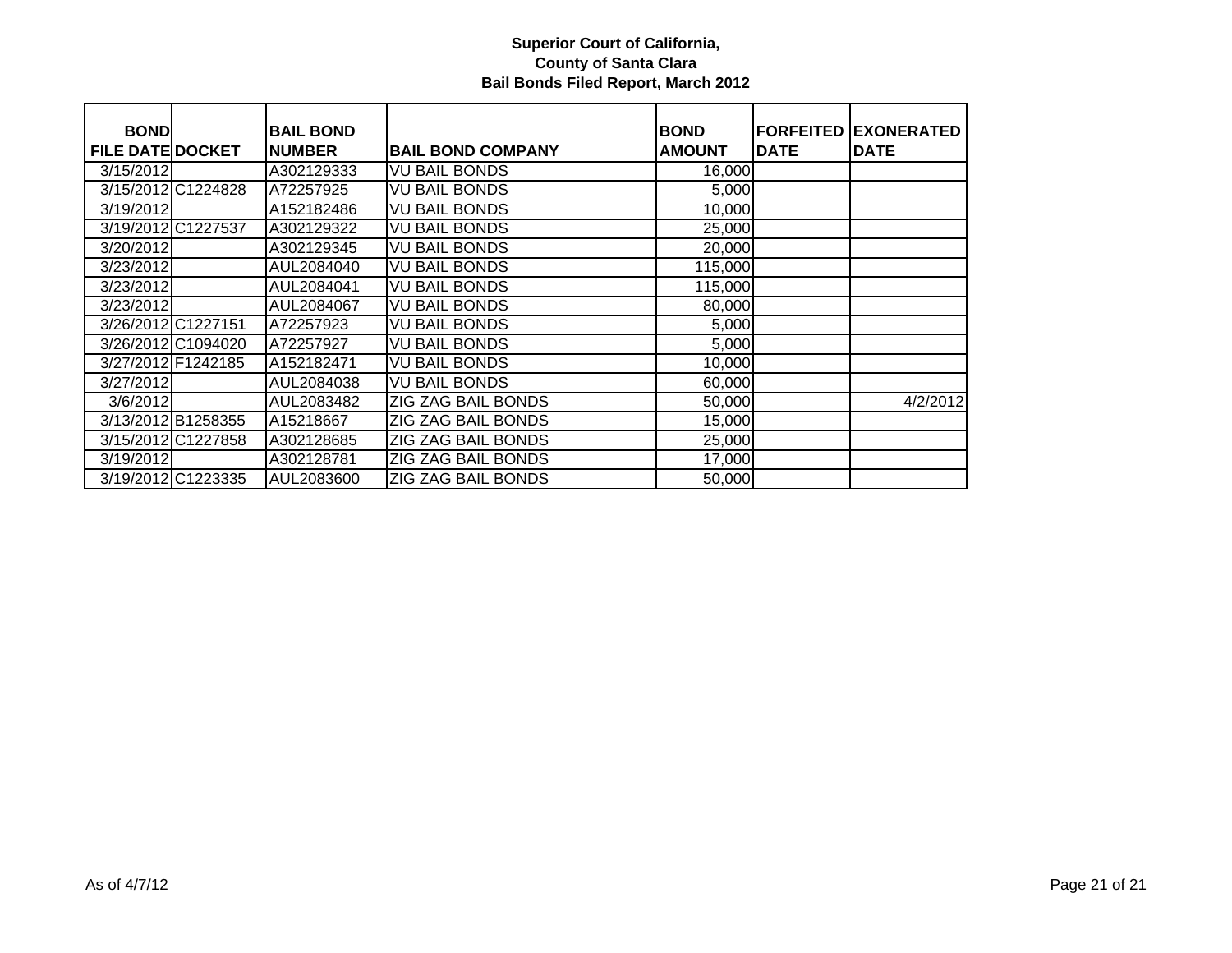**Superior Court of California,**
**County of Santa Clara**
**Bail Bonds Filed Report, March 2012**

| BOND FILE DATE | DOCKET | BAIL BOND NUMBER | BAIL BOND COMPANY | BOND AMOUNT | FORFEITED DATE | EXONERATED DATE |
|---|---|---|---|---|---|---|
| 3/15/2012 | | A302129333 | VU BAIL BONDS | 16,000 | | |
| 3/15/2012 | C1224828 | A72257925 | VU BAIL BONDS | 5,000 | | |
| 3/19/2012 | | A152182486 | VU BAIL BONDS | 10,000 | | |
| 3/19/2012 | C1227537 | A302129322 | VU BAIL BONDS | 25,000 | | |
| 3/20/2012 | | A302129345 | VU BAIL BONDS | 20,000 | | |
| 3/23/2012 | | AUL2084040 | VU BAIL BONDS | 115,000 | | |
| 3/23/2012 | | AUL2084041 | VU BAIL BONDS | 115,000 | | |
| 3/23/2012 | | AUL2084067 | VU BAIL BONDS | 80,000 | | |
| 3/26/2012 | C1227151 | A72257923 | VU BAIL BONDS | 5,000 | | |
| 3/26/2012 | C1094020 | A72257927 | VU BAIL BONDS | 5,000 | | |
| 3/27/2012 | F1242185 | A152182471 | VU BAIL BONDS | 10,000 | | |
| 3/27/2012 | | AUL2084038 | VU BAIL BONDS | 60,000 | | |
| 3/6/2012 | | AUL2083482 | ZIG ZAG BAIL BONDS | 50,000 | | 4/2/2012 |
| 3/13/2012 | B1258355 | A15218667 | ZIG ZAG BAIL BONDS | 15,000 | | |
| 3/15/2012 | C1227858 | A302128685 | ZIG ZAG BAIL BONDS | 25,000 | | |
| 3/19/2012 | | A302128781 | ZIG ZAG BAIL BONDS | 17,000 | | |
| 3/19/2012 | C1223335 | AUL2083600 | ZIG ZAG BAIL BONDS | 50,000 | | |

As of 4/7/12